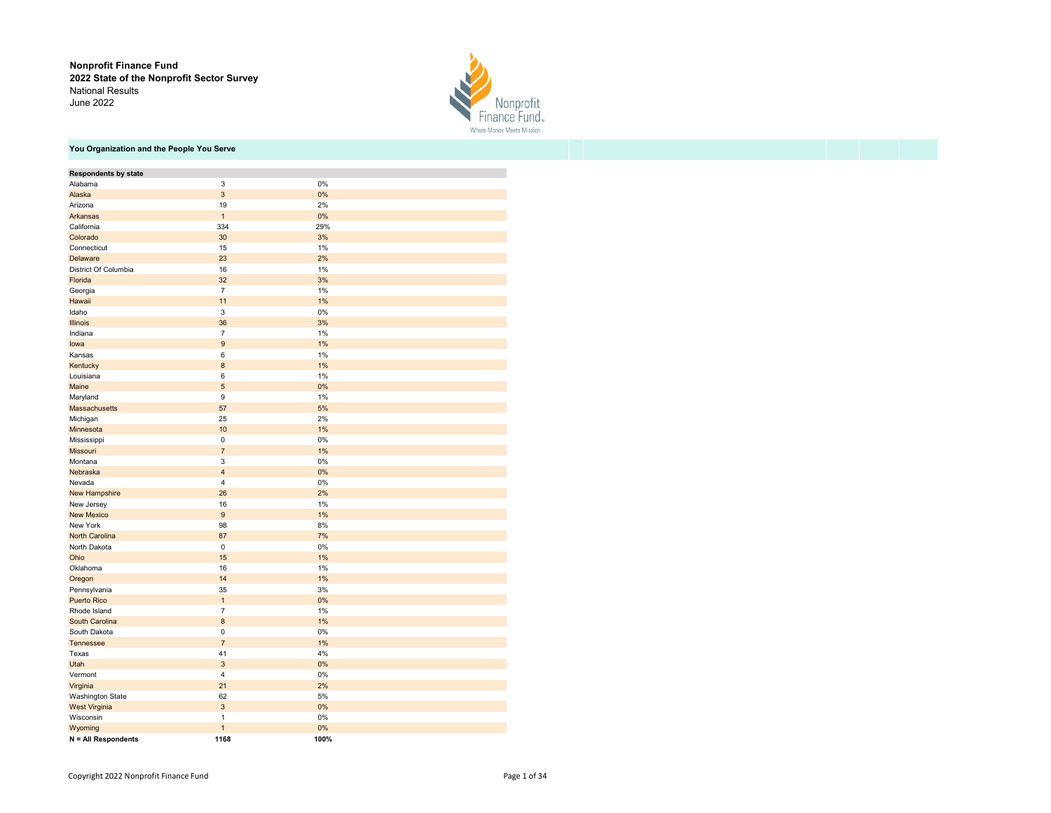**Nonprofit Finance Fund**
**2022 State of the Nonprofit Sector Survey**
National Results
June 2022

## You Organization and the People You Serve

| Respondents by state | | |
|---|---|---|
| Alabama | 3 | 0% |
| Alaska | 3 | 0% |
| Arizona | 19 | 2% |
| Arkansas | 1 | 0% |
| California | 334 | 29% |
| Colorado | 30 | 3% |
| Connecticut | 15 | 1% |
| Delaware | 23 | 2% |
| District Of Columbia | 16 | 1% |
| Florida | 32 | 3% |
| Georgia | 7 | 1% |
| Hawaii | 11 | 1% |
| Idaho | 3 | 0% |
| Illinois | 36 | 3% |
| Indiana | 7 | 1% |
| Iowa | 9 | 1% |
| Kansas | 6 | 1% |
| Kentucky | 8 | 1% |
| Louisiana | 6 | 1% |
| Maine | 5 | 0% |
| Maryland | 9 | 1% |
| Massachusetts | 57 | 5% |
| Michigan | 25 | 2% |
| Minnesota | 10 | 1% |
| Mississippi | 0 | 0% |
| Missouri | 7 | 1% |
| Montana | 3 | 0% |
| Nebraska | 4 | 0% |
| Nevada | 4 | 0% |
| New Hampshire | 26 | 2% |
| New Jersey | 16 | 1% |
| New Mexico | 9 | 1% |
| New York | 98 | 8% |
| North Carolina | 87 | 7% |
| North Dakota | 0 | 0% |
| Ohio | 15 | 1% |
| Oklahoma | 16 | 1% |
| Oregon | 14 | 1% |
| Pennsylvania | 35 | 3% |
| Puerto Rico | 1 | 0% |
| Rhode Island | 7 | 1% |
| South Carolina | 8 | 1% |
| South Dakota | 0 | 0% |
| Tennessee | 7 | 1% |
| Texas | 41 | 4% |
| Utah | 3 | 0% |
| Vermont | 4 | 0% |
| Virginia | 21 | 2% |
| Washington State | 62 | 5% |
| West Virginia | 3 | 0% |
| Wisconsin | 1 | 0% |
| Wyoming | 1 | 0% |
| **N = All Respondents** | **1168** | **100%** |

Copyright 2022 Nonprofit Finance Fund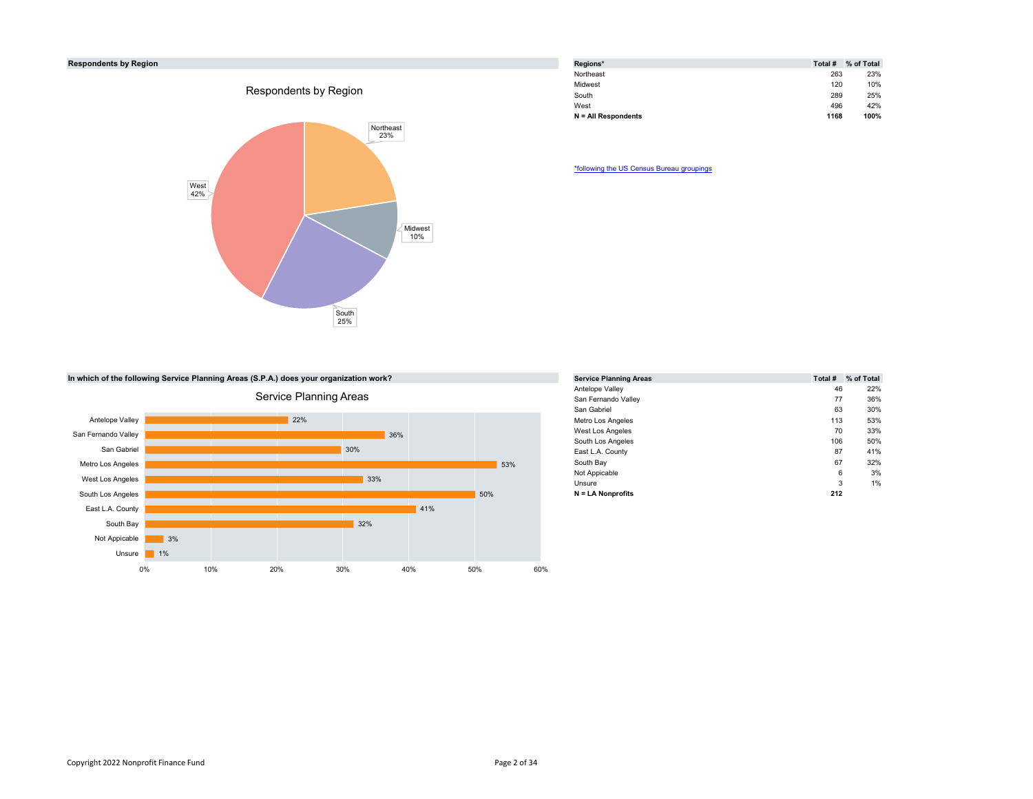## Respondents by Region

| Regions* | Total # | % of Total |
|---|---|---|
| Northeast | 263 | 23% |
| Midwest | 120 | 10% |
| South | 289 | 25% |
| West | 496 | 42% |
| **N = All Respondents** | **1168** | **100%** |

*following the US Census Bureau groupings

## In which of the following Service Planning Areas (S.P.A.) does your organization work?

| Service Planning Areas | Total # | % of Total |
|---|---|---|
| Antelope Valley | 46 | 22% |
| San Fernando Valley | 77 | 36% |
| San Gabriel | 63 | 30% |
| Metro Los Angeles | 113 | 53% |
| West Los Angeles | 70 | 33% |
| South Los Angeles | 106 | 50% |
| East L.A. County | 87 | 41% |
| South Bay | 67 | 32% |
| Not Applicable | 6 | 3% |
| Unsure | 3 | 1% |
| **N = LA Nonprofits** | **212** | |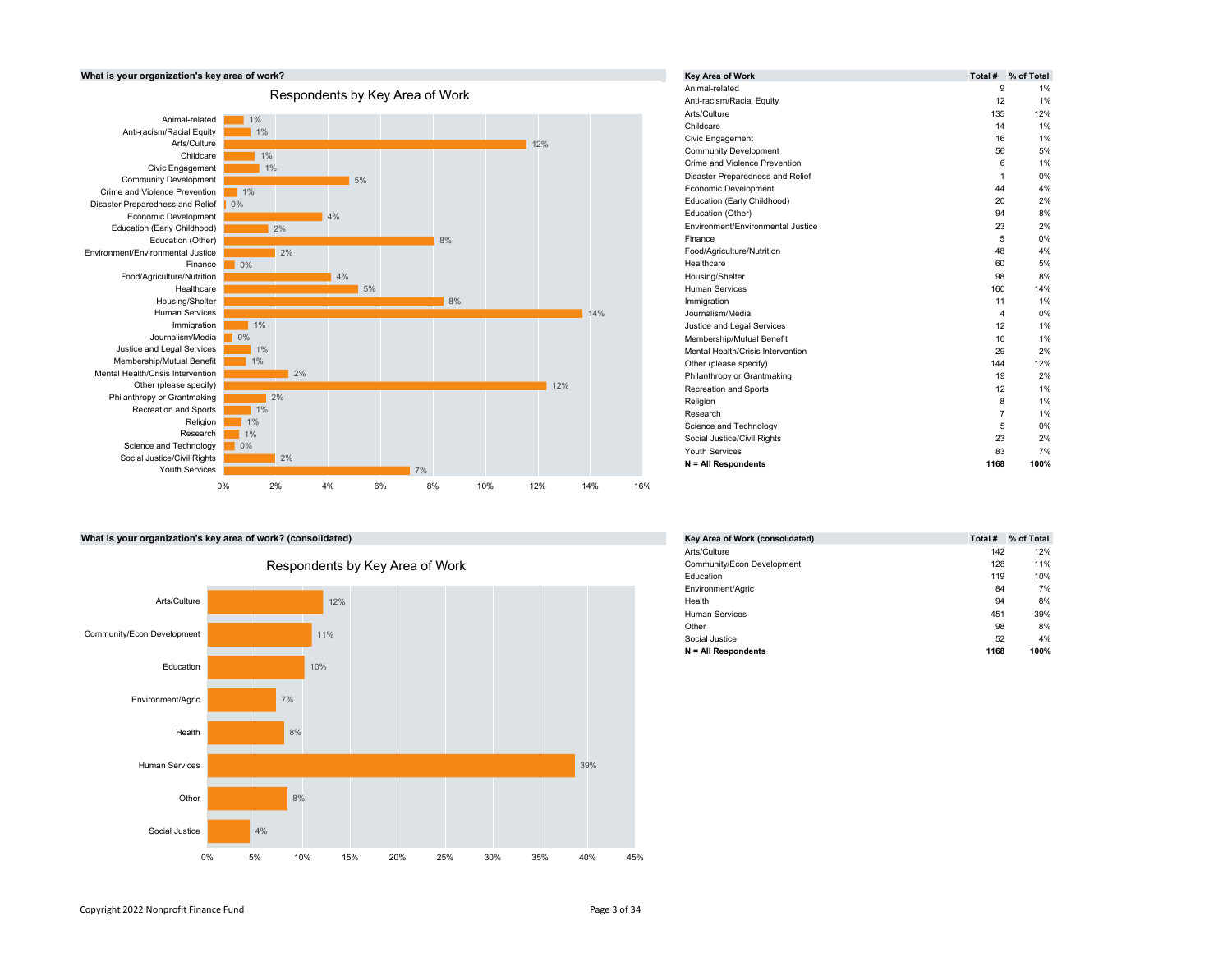**What is your organization's key area of work?**

Respondents by Key Area of Work

| Key Area of Work | Total # | % of Total |
|---|---|---|
| Animal-related | 9 | 1% |
| Anti-racism/Racial Equity | 12 | 1% |
| Arts/Culture | 135 | 12% |
| Childcare | 14 | 1% |
| Civic Engagement | 16 | 1% |
| Community Development | 56 | 5% |
| Crime and Violence Prevention | 6 | 1% |
| Disaster Preparedness and Relief | 1 | 0% |
| Economic Development | 44 | 4% |
| Education (Early Childhood) | 20 | 2% |
| Education (Other) | 94 | 8% |
| Environment/Environmental Justice | 23 | 2% |
| Finance | 5 | 0% |
| Food/Agriculture/Nutrition | 48 | 4% |
| Healthcare | 60 | 5% |
| Housing/Shelter | 98 | 8% |
| Human Services | 160 | 14% |
| Immigration | 11 | 1% |
| Journalism/Media | 4 | 0% |
| Justice and Legal Services | 12 | 1% |
| Membership/Mutual Benefit | 10 | 1% |
| Mental Health/Crisis Intervention | 29 | 2% |
| Other (please specify) | 144 | 12% |
| Philanthropy or Grantmaking | 19 | 2% |
| Recreation and Sports | 12 | 1% |
| Religion | 8 | 1% |
| Research | 7 | 1% |
| Science and Technology | 5 | 0% |
| Social Justice/Civil Rights | 23 | 2% |
| Youth Services | 83 | 7% |
| **N = All Respondents** | **1168** | **100%** |

**What is your organization's key area of work? (consolidated)**

Respondents by Key Area of Work

| Key Area of Work (consolidated) | Total # | % of Total |
|---|---|---|
| Arts/Culture | 142 | 12% |
| Community/Econ Development | 128 | 11% |
| Education | 119 | 10% |
| Environment/Agric | 84 | 7% |
| Health | 94 | 8% |
| Human Services | 451 | 39% |
| Other | 98 | 8% |
| Social Justice | 52 | 4% |
| **N = All Respondents** | **1168** | **100%** |

Copyright 2022 Nonprofit Finance Fund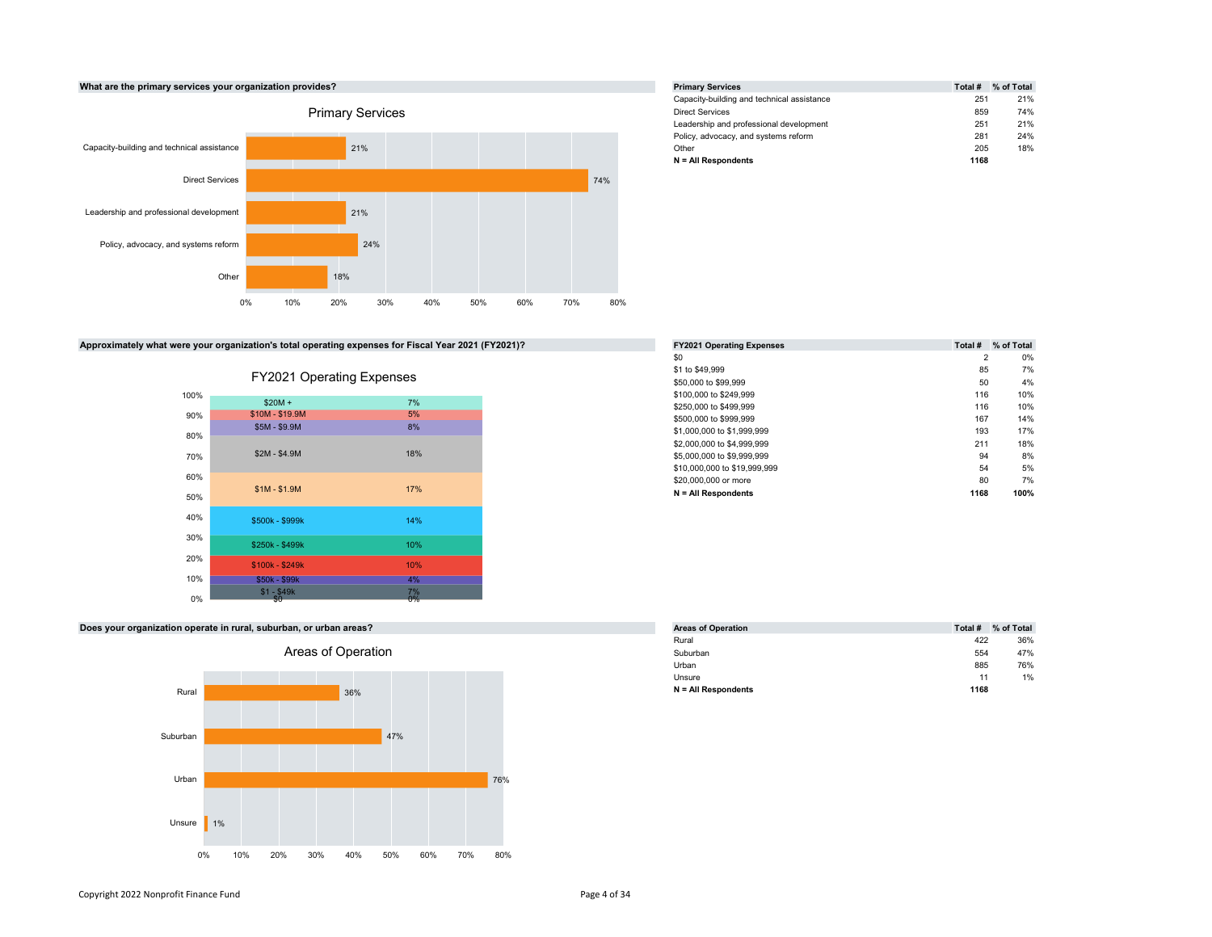**What are the primary services your organization provides?**

| Primary Services | Total # | % of Total |
|---|---|---|
| Capacity-building and technical assistance | 251 | 21% |
| Direct Services | 859 | 74% |
| Leadership and professional development | 251 | 21% |
| Policy, advocacy, and systems reform | 281 | 24% |
| Other | 205 | 18% |
| **N = All Respondents** | **1168** | |

**Approximately what were your organization's total operating expenses for Fiscal Year 2021 (FY2021)?**

| FY2021 Operating Expenses | Total # | % of Total |
|---|---|---|
| $0 | 2 | 0% |
| $1 to $49,999 | 85 | 7% |
| $50,000 to $99,999 | 50 | 4% |
| $100,000 to $249,999 | 116 | 10% |
| $250,000 to $499,999 | 116 | 10% |
| $500,000 to $999,999 | 167 | 14% |
| $1,000,000 to $1,999,999 | 193 | 17% |
| $2,000,000 to $4,999,999 | 211 | 18% |
| $5,000,000 to $9,999,999 | 94 | 8% |
| $10,000,000 to $19,999,999 | 54 | 5% |
| $20,000,000 or more | 80 | 7% |
| **N = All Respondents** | **1168** | **100%** |

**Does your organization operate in rural, suburban, or urban areas?**

| Areas of Operation | Total # | % of Total |
|---|---|---|
| Rural | 422 | 36% |
| Suburban | 554 | 47% |
| Urban | 885 | 76% |
| Unsure | 11 | 1% |
| **N = All Respondents** | **1168** | |

Copyright 2022 Nonprofit Finance Fund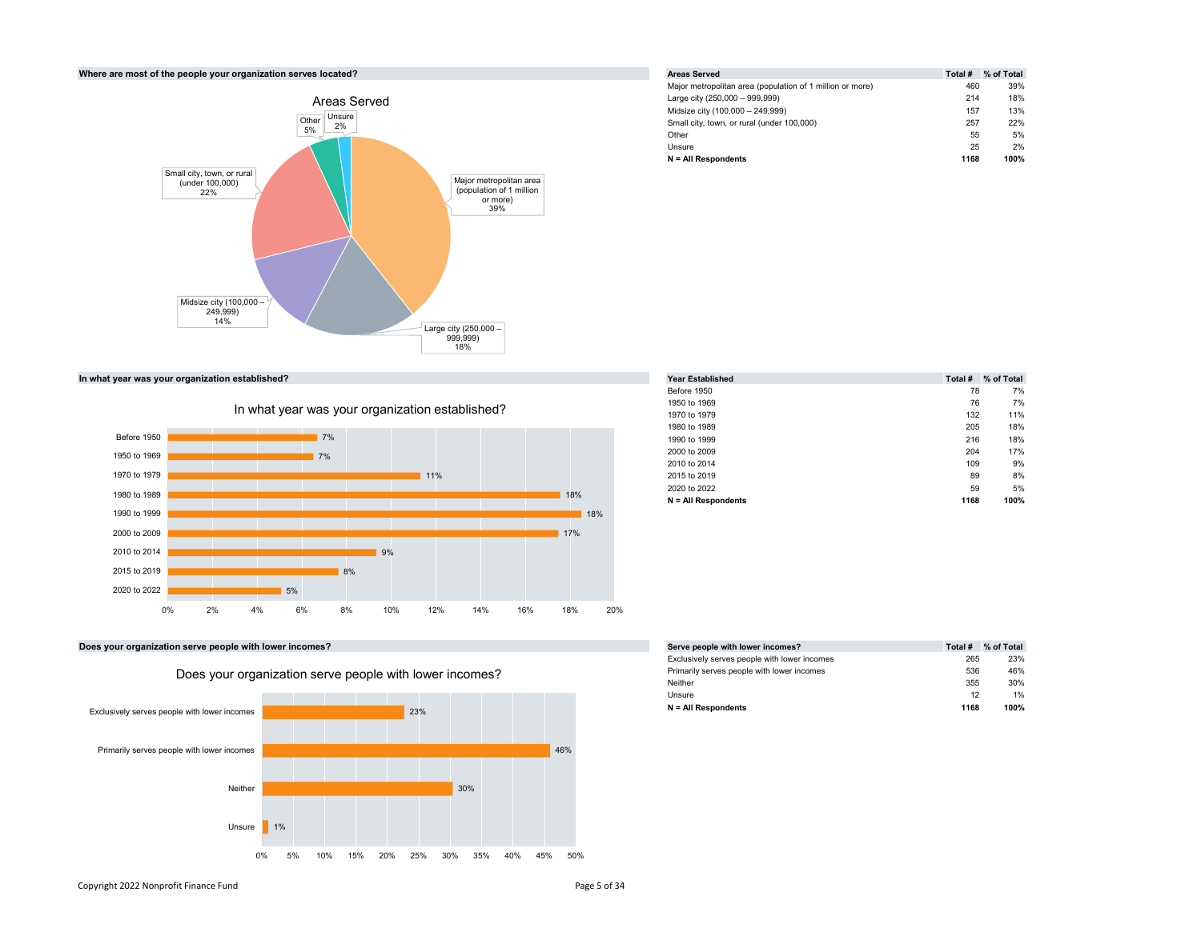### Where are most of the people your organization serves located?

| Areas Served | Total # | % of Total |
|---|---|---|
| Major metropolitan area (population of 1 million or more) | 460 | 39% |
| Large city (250,000 – 999,999) | 214 | 18% |
| Midsize city (100,000 – 249,999) | 157 | 13% |
| Small city, town, or rural (under 100,000) | 257 | 22% |
| Other | 55 | 5% |
| Unsure | 25 | 2% |
| **N = All Respondents** | **1168** | **100%** |

### In what year was your organization established?

| Year Established | Total # | % of Total |
|---|---|---|
| Before 1950 | 78 | 7% |
| 1950 to 1969 | 76 | 7% |
| 1970 to 1979 | 132 | 11% |
| 1980 to 1989 | 205 | 18% |
| 1990 to 1999 | 216 | 18% |
| 2000 to 2009 | 204 | 17% |
| 2010 to 2014 | 109 | 9% |
| 2015 to 2019 | 89 | 8% |
| 2020 to 2022 | 59 | 5% |
| **N = All Respondents** | **1168** | **100%** |

### Does your organization serve people with lower incomes?

| Serve people with lower incomes? | Total # | % of Total |
|---|---|---|
| Exclusively serves people with lower incomes | 265 | 23% |
| Primarily serves people with lower incomes | 536 | 46% |
| Neither | 355 | 30% |
| Unsure | 12 | 1% |
| **N = All Respondents** | **1168** | **100%** |

Copyright 2022 Nonprofit Finance Fund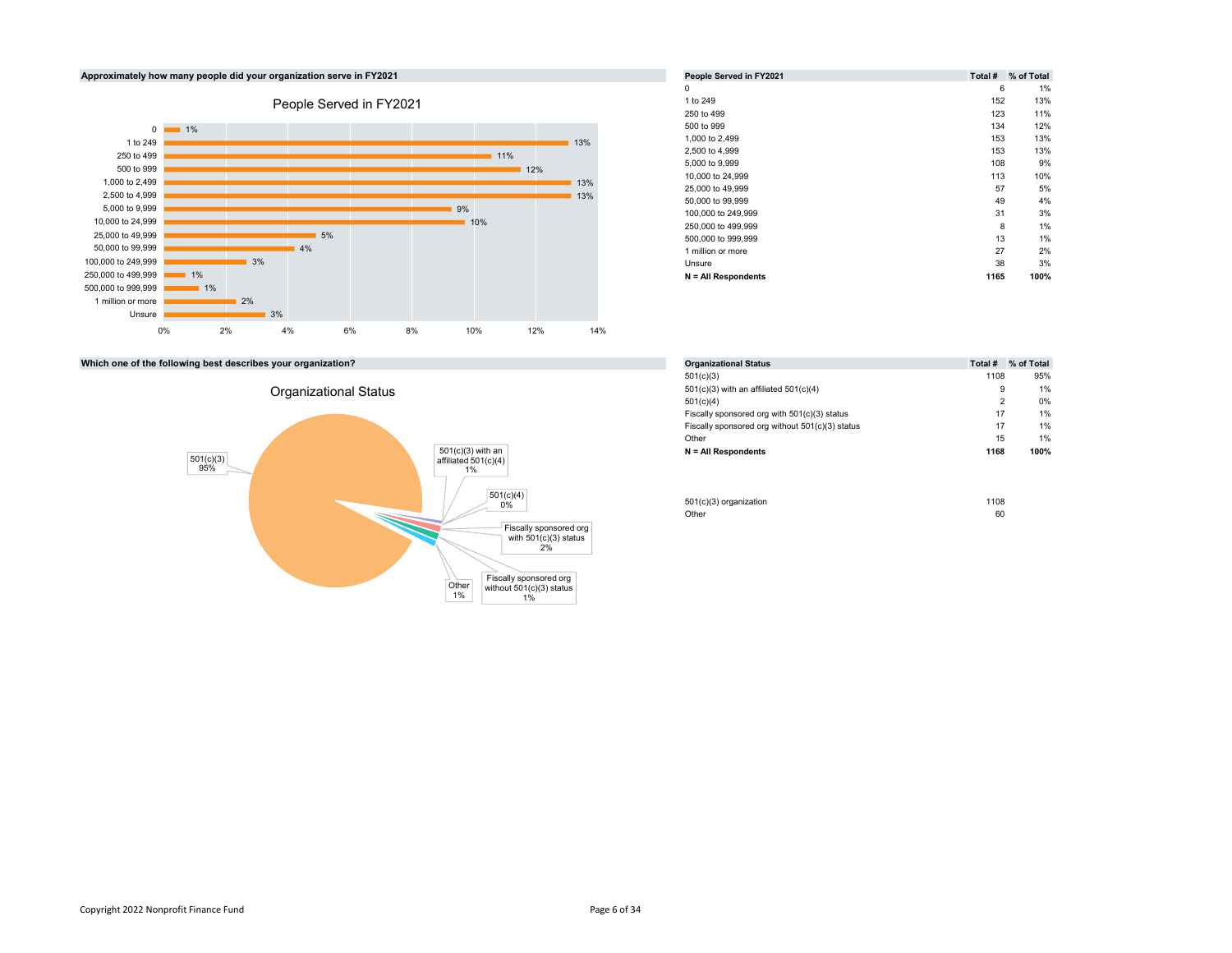**Approximately how many people did your organization serve in FY2021**

People Served in FY2021

| People Served in FY2021 | Total # | % of Total |
|---|---|---|
| 0 | 6 | 1% |
| 1 to 249 | 152 | 13% |
| 250 to 499 | 123 | 11% |
| 500 to 999 | 134 | 12% |
| 1,000 to 2,499 | 153 | 13% |
| 2,500 to 4,999 | 153 | 13% |
| 5,000 to 9,999 | 108 | 9% |
| 10,000 to 24,999 | 113 | 10% |
| 25,000 to 49,999 | 57 | 5% |
| 50,000 to 99,999 | 49 | 4% |
| 100,000 to 249,999 | 31 | 3% |
| 250,000 to 499,999 | 8 | 1% |
| 500,000 to 999,999 | 13 | 1% |
| 1 million or more | 27 | 2% |
| Unsure | 38 | 3% |
| **N = All Respondents** | **1165** | **100%** |

**Which one of the following best describes your organization?**

Organizational Status

| Organizational Status | Total # | % of Total |
|---|---|---|
| 501(c)(3) | 1108 | 95% |
| 501(c)(3) with an affiliated 501(c)(4) | 9 | 1% |
| 501(c)(4) | 2 | 0% |
| Fiscally sponsored org with 501(c)(3) status | 17 | 1% |
| Fiscally sponsored org without 501(c)(3) status | 17 | 1% |
| Other | 15 | 1% |
| **N = All Respondents** | **1168** | **100%** |

| | |
|---|---|
| 501(c)(3) organization | 1108 |
| Other | 60 |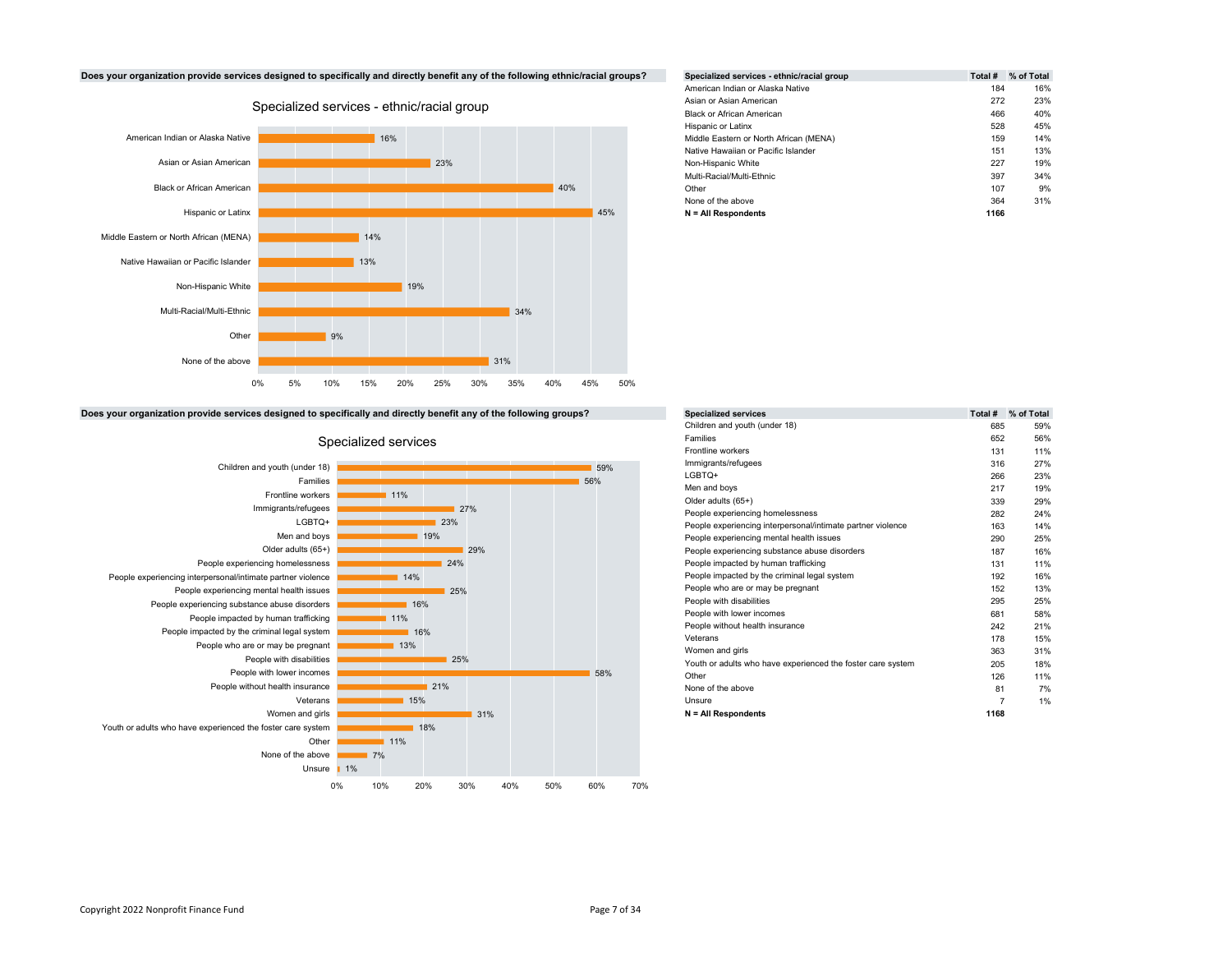**Does your organization provide services designed to specifically and directly benefit any of the following ethnic/racial groups?**

| Specialized services - ethnic/racial group | Total # | % of Total |
|---|---|---|
| American Indian or Alaska Native | 184 | 16% |
| Asian or Asian American | 272 | 23% |
| Black or African American | 466 | 40% |
| Hispanic or Latinx | 528 | 45% |
| Middle Eastern or North African (MENA) | 159 | 14% |
| Native Hawaiian or Pacific Islander | 151 | 13% |
| Non-Hispanic White | 227 | 19% |
| Multi-Racial/Multi-Ethnic | 397 | 34% |
| Other | 107 | 9% |
| None of the above | 364 | 31% |
| **N = All Respondents** | **1166** | |

**Does your organization provide services designed to specifically and directly benefit any of the following groups?**

| Specialized services | Total # | % of Total |
|---|---|---|
| Children and youth (under 18) | 685 | 59% |
| Families | 652 | 56% |
| Frontline workers | 131 | 11% |
| Immigrants/refugees | 316 | 27% |
| LGBTQ+ | 266 | 23% |
| Men and boys | 217 | 19% |
| Older adults (65+) | 339 | 29% |
| People experiencing homelessness | 282 | 24% |
| People experiencing interpersonal/intimate partner violence | 163 | 14% |
| People experiencing mental health issues | 290 | 25% |
| People experiencing substance abuse disorders | 187 | 16% |
| People impacted by human trafficking | 131 | 11% |
| People impacted by the criminal legal system | 192 | 16% |
| People who are or may be pregnant | 152 | 13% |
| People with disabilities | 295 | 25% |
| People with lower incomes | 681 | 58% |
| People without health insurance | 242 | 21% |
| Veterans | 178 | 15% |
| Women and girls | 363 | 31% |
| Youth or adults who have experienced the foster care system | 205 | 18% |
| Other | 126 | 11% |
| None of the above | 81 | 7% |
| Unsure | 7 | 1% |
| **N = All Respondents** | **1168** | |

Copyright 2022 Nonprofit Finance Fund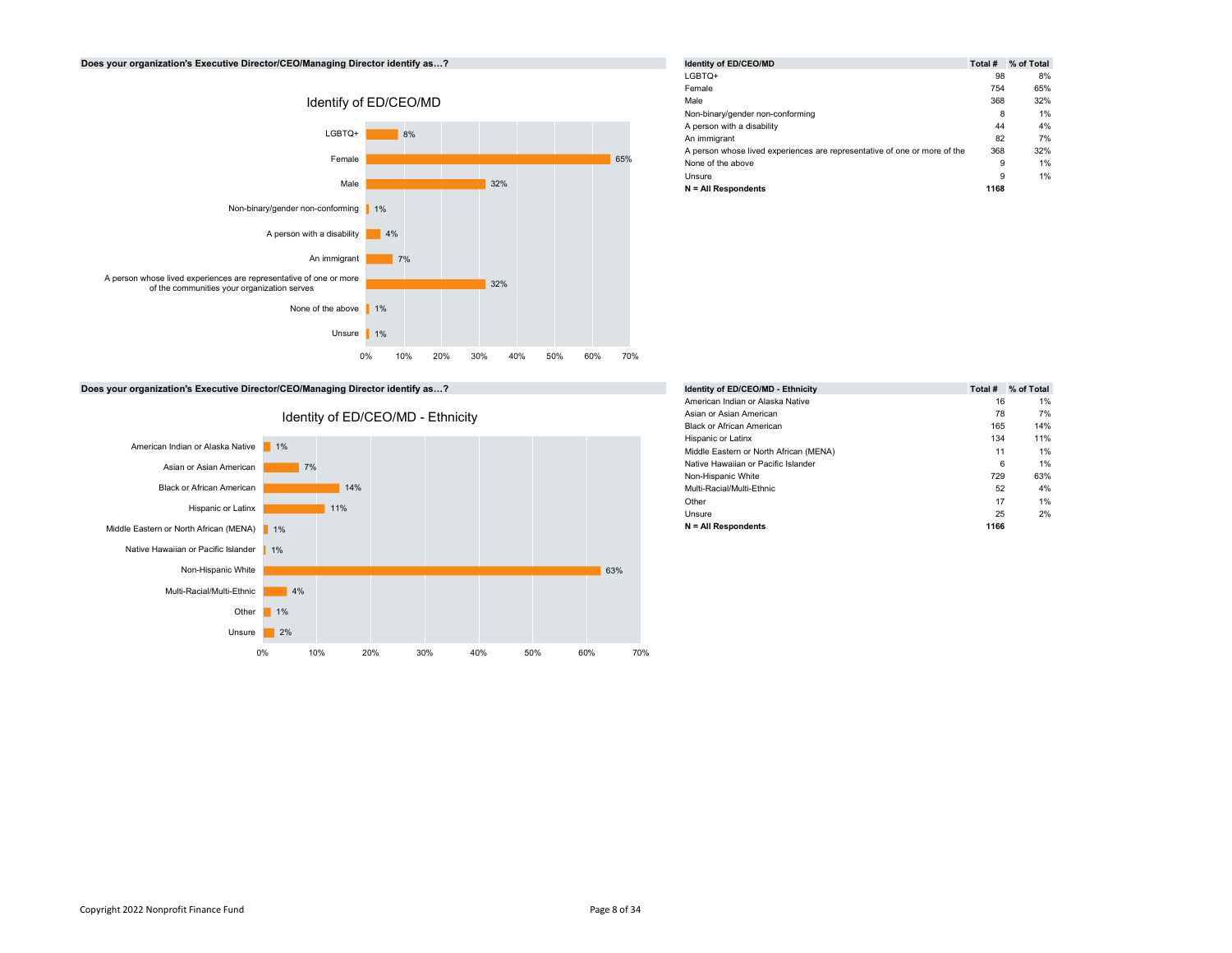**Does your organization's Executive Director/CEO/Managing Director identify as…?**

### Identify of ED/CEO/MD

| Identity of ED/CEO/MD | Total # | % of Total |
|---|---|---|
| LGBTQ+ | 98 | 8% |
| Female | 754 | 65% |
| Male | 368 | 32% |
| Non-binary/gender non-conforming | 8 | 1% |
| A person with a disability | 44 | 4% |
| An immigrant | 82 | 7% |
| A person whose lived experiences are representative of one or more of the | 368 | 32% |
| None of the above | 9 | 1% |
| Unsure | 9 | 1% |
| **N = All Respondents** | **1168** | |

**Does your organization's Executive Director/CEO/Managing Director identify as…?**

### Identity of ED/CEO/MD - Ethnicity

| Identity of ED/CEO/MD - Ethnicity | Total # | % of Total |
|---|---|---|
| American Indian or Alaska Native | 16 | 1% |
| Asian or Asian American | 78 | 7% |
| Black or African American | 165 | 14% |
| Hispanic or Latinx | 134 | 11% |
| Middle Eastern or North African (MENA) | 11 | 1% |
| Native Hawaiian or Pacific Islander | 6 | 1% |
| Non-Hispanic White | 729 | 63% |
| Multi-Racial/Multi-Ethnic | 52 | 4% |
| Other | 17 | 1% |
| Unsure | 25 | 2% |
| **N = All Respondents** | **1166** | |

Copyright 2022 Nonprofit Finance Fund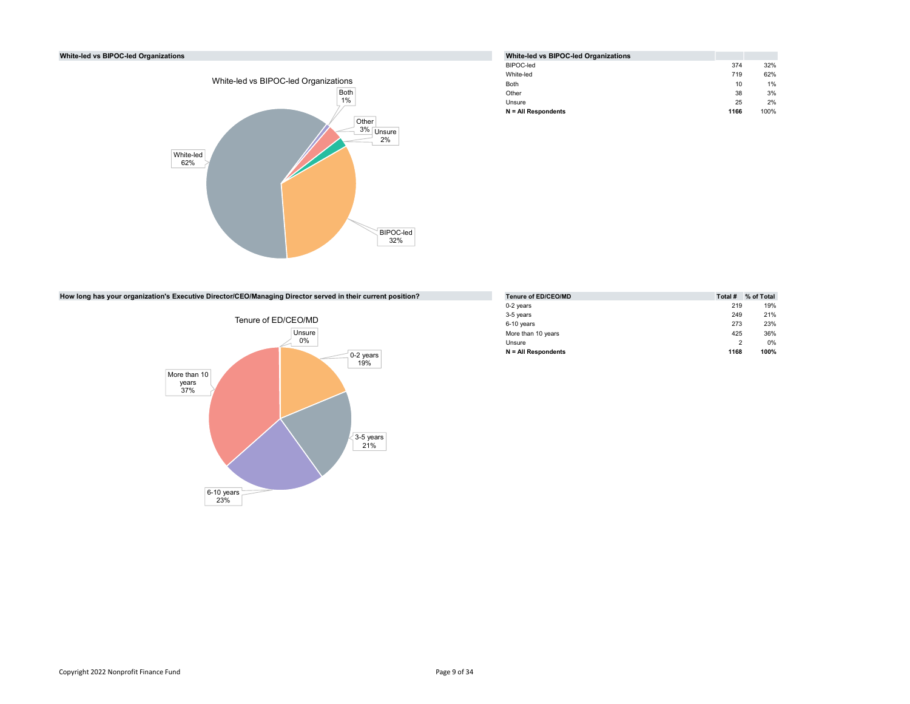### White-led vs BIPOC-led Organizations

White-led vs BIPOC-led Organizations

Both 1%

Other 3%

Unsure 2%

White-led 62%

BIPOC-led 32%

| White-led vs BIPOC-led Organizations | | |
|---|---|---|
| BIPOC-led | 374 | 32% |
| White-led | 719 | 62% |
| Both | 10 | 1% |
| Other | 38 | 3% |
| Unsure | 25 | 2% |
| **N = All Respondents** | **1166** | 100% |

### How long has your organization's Executive Director/CEO/Managing Director served in their current position?

Tenure of ED/CEO/MD

Unsure 0%

0-2 years 19%

More than 10 years 37%

3-5 years 21%

6-10 years 23%

| Tenure of ED/CEO/MD | Total # | % of Total |
|---|---|---|
| 0-2 years | 219 | 19% |
| 3-5 years | 249 | 21% |
| 6-10 years | 273 | 23% |
| More than 10 years | 425 | 36% |
| Unsure | 2 | 0% |
| **N = All Respondents** | **1168** | **100%** |

Copyright 2022 Nonprofit Finance Fund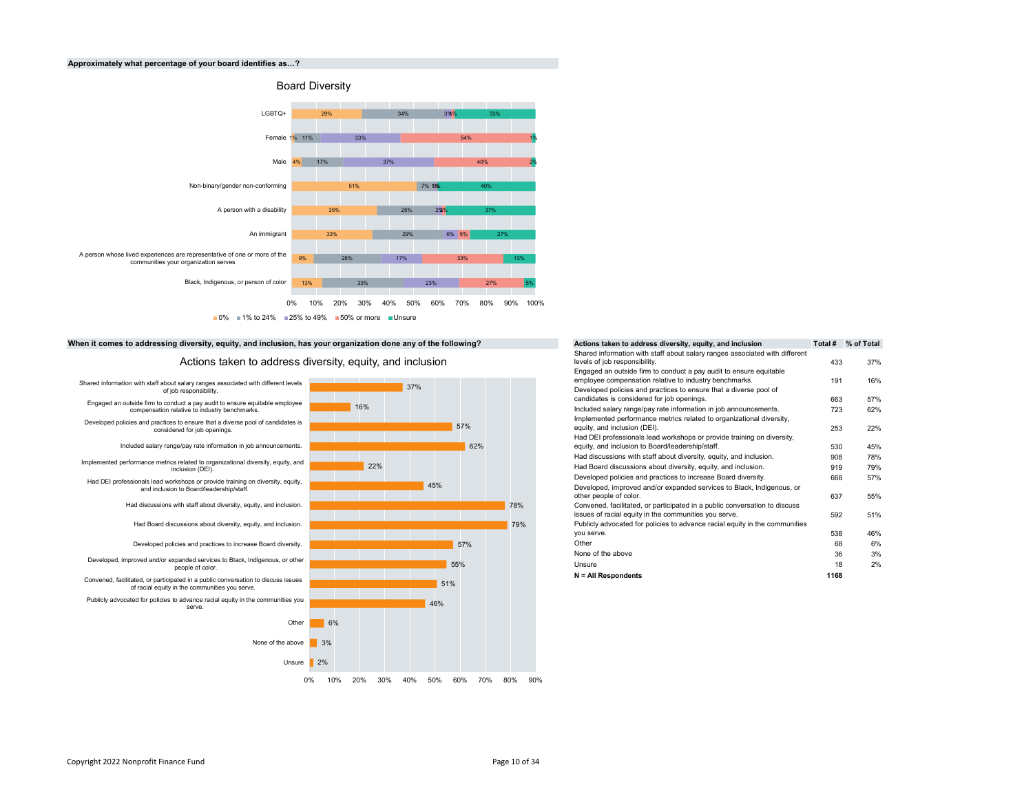**Approximately what percentage of your board identifies as…?**

Board Diversity

| | 0% | 1% to 24% | 25% to 49% | 50% or more | Unsure |
|---|---|---|---|---|---|
| LGBTQ+ | 29% | 34% | 3% | 1% | 33% |
| Female | 1% | 11% | 33% | 54% | 1% |
| Male | 4% | 17% | 37% | 40% | 2% |
| Non-binary/gender non-conforming | 51% | 7% | 1% | 1% | 40% |
| A person with a disability | 35% | 25% | 2% | 2% | 37% |
| An immigrant | 33% | 29% | 6% | 5% | 27% |
| A person whose lived experiences are representative of one or more of the communities your organization serves | 9% | 28% | 17% | 33% | 13% |
| Black, Indigenous, or person of color | 13% | 33% | 23% | 27% | 5% |

**When it comes to addressing diversity, equity, and inclusion, has your organization done any of the following?**

Actions taken to address diversity, equity, and inclusion

| Actions taken to address diversity, equity, and inclusion | Total # | % of Total |
|---|---|---|
| Shared information with staff about salary ranges associated with different levels of job responsibility. | 433 | 37% |
| Engaged an outside firm to conduct a pay audit to ensure equitable employee compensation relative to industry benchmarks. | 191 | 16% |
| Developed policies and practices to ensure that a diverse pool of candidates is considered for job openings. | 663 | 57% |
| Included salary range/pay rate information in job announcements. | 723 | 62% |
| Implemented performance metrics related to organizational diversity, equity, and inclusion (DEI). | 253 | 22% |
| Had DEI professionals lead workshops or provide training on diversity, equity, and inclusion to Board/leadership/staff. | 530 | 45% |
| Had discussions with staff about diversity, equity, and inclusion. | 908 | 78% |
| Had Board discussions about diversity, equity, and inclusion. | 919 | 79% |
| Developed policies and practices to increase Board diversity. | 668 | 57% |
| Developed, improved and/or expanded services to Black, Indigenous, or other people of color. | 637 | 55% |
| Convened, facilitated, or participated in a public conversation to discuss issues of racial equity in the communities you serve. | 592 | 51% |
| Publicly advocated for policies to advance racial equity in the communities you serve. | 538 | 46% |
| Other | 68 | 6% |
| None of the above | 36 | 3% |
| Unsure | 18 | 2% |
| **N = All Respondents** | **1168** | |

Copyright 2022 Nonprofit Finance Fund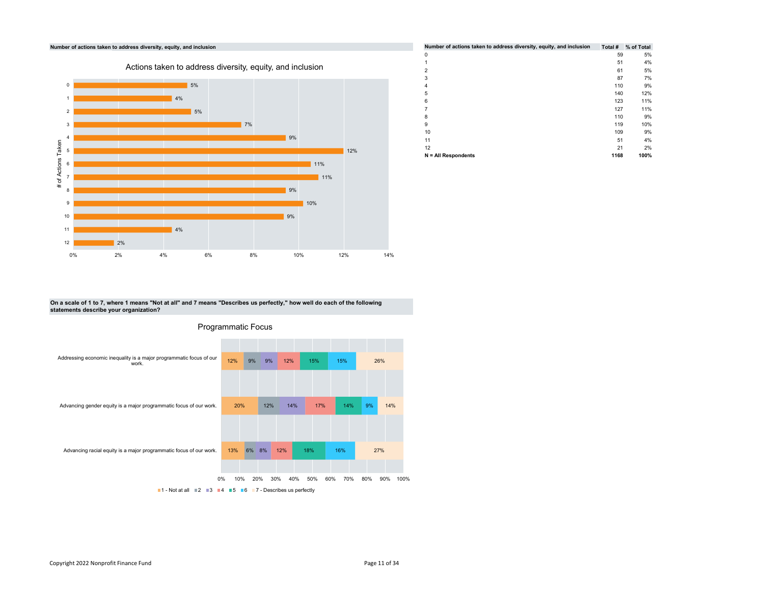**Number of actions taken to address diversity, equity, and inclusion**

Actions taken to address diversity, equity, and inclusion

| # of Actions Taken | % |
|---|---|
| 0 | 5% |
| 1 | 4% |
| 2 | 5% |
| 3 | 7% |
| 4 | 9% |
| 5 | 12% |
| 6 | 11% |
| 7 | 11% |
| 8 | 9% |
| 9 | 10% |
| 10 | 9% |
| 11 | 4% |
| 12 | 2% |

| Number of actions taken to address diversity, equity, and inclusion | Total # | % of Total |
|---|---|---|
| 0 | 59 | 5% |
| 1 | 51 | 4% |
| 2 | 61 | 5% |
| 3 | 87 | 7% |
| 4 | 110 | 9% |
| 5 | 140 | 12% |
| 6 | 123 | 11% |
| 7 | 127 | 11% |
| 8 | 110 | 9% |
| 9 | 119 | 10% |
| 10 | 109 | 9% |
| 11 | 51 | 4% |
| 12 | 21 | 2% |
| **N = All Respondents** | **1168** | **100%** |

**On a scale of 1 to 7, where 1 means "Not at all" and 7 means "Describes us perfectly," how well do each of the following statements describe your organization?**

Programmatic Focus

| Statement | 1 - Not at all | 2 | 3 | 4 | 5 | 6 | 7 - Describes us perfectly |
|---|---|---|---|---|---|---|---|
| Addressing economic inequality is a major programmatic focus of our work. | 12% | 9% | 9% | 12% | 15% | 15% | 26% |
| Advancing gender equity is a major programmatic focus of our work. | 20% | 12% | 14% | 17% | 14% | 9% | 14% |
| Advancing racial equity is a major programmatic focus of our work. | 13% | 6% | 8% | 12% | 18% | 16% | 27% |

Copyright 2022 Nonprofit Finance Fund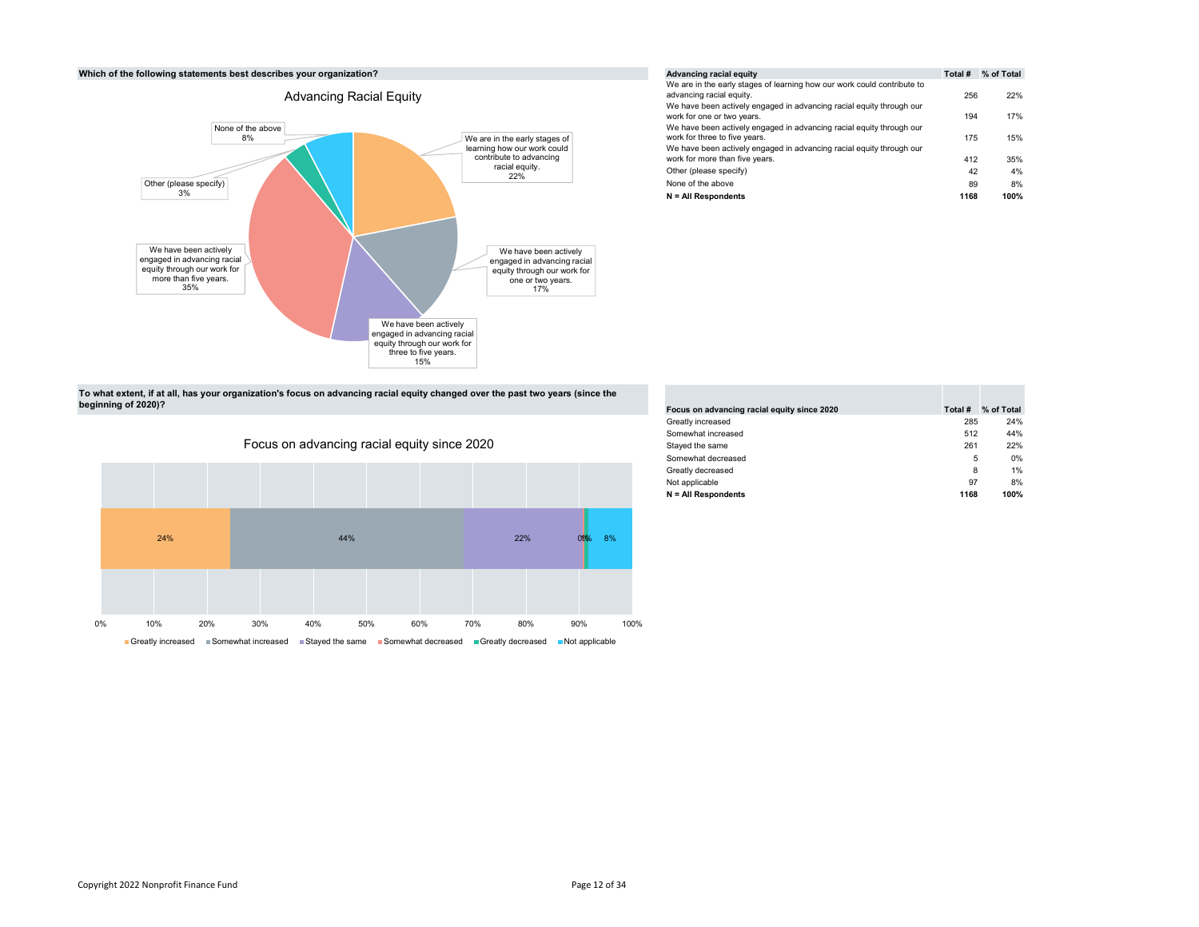**Which of the following statements best describes your organization?**

### Advancing Racial Equity

| Advancing racial equity | Total # | % of Total |
|---|---|---|
| We are in the early stages of learning how our work could contribute to advancing racial equity. | 256 | 22% |
| We have been actively engaged in advancing racial equity through our work for one or two years. | 194 | 17% |
| We have been actively engaged in advancing racial equity through our work for three to five years. | 175 | 15% |
| We have been actively engaged in advancing racial equity through our work for more than five years. | 412 | 35% |
| Other (please specify) | 42 | 4% |
| None of the above | 89 | 8% |
| **N = All Respondents** | **1168** | **100%** |

**To what extent, if at all, has your organization's focus on advancing racial equity changed over the past two years (since the beginning of 2020)?**

### Focus on advancing racial equity since 2020

| Focus on advancing racial equity since 2020 | Total # | % of Total |
|---|---|---|
| Greatly increased | 285 | 24% |
| Somewhat increased | 512 | 44% |
| Stayed the same | 261 | 22% |
| Somewhat decreased | 5 | 0% |
| Greatly decreased | 8 | 1% |
| Not applicable | 97 | 8% |
| **N = All Respondents** | **1168** | **100%** |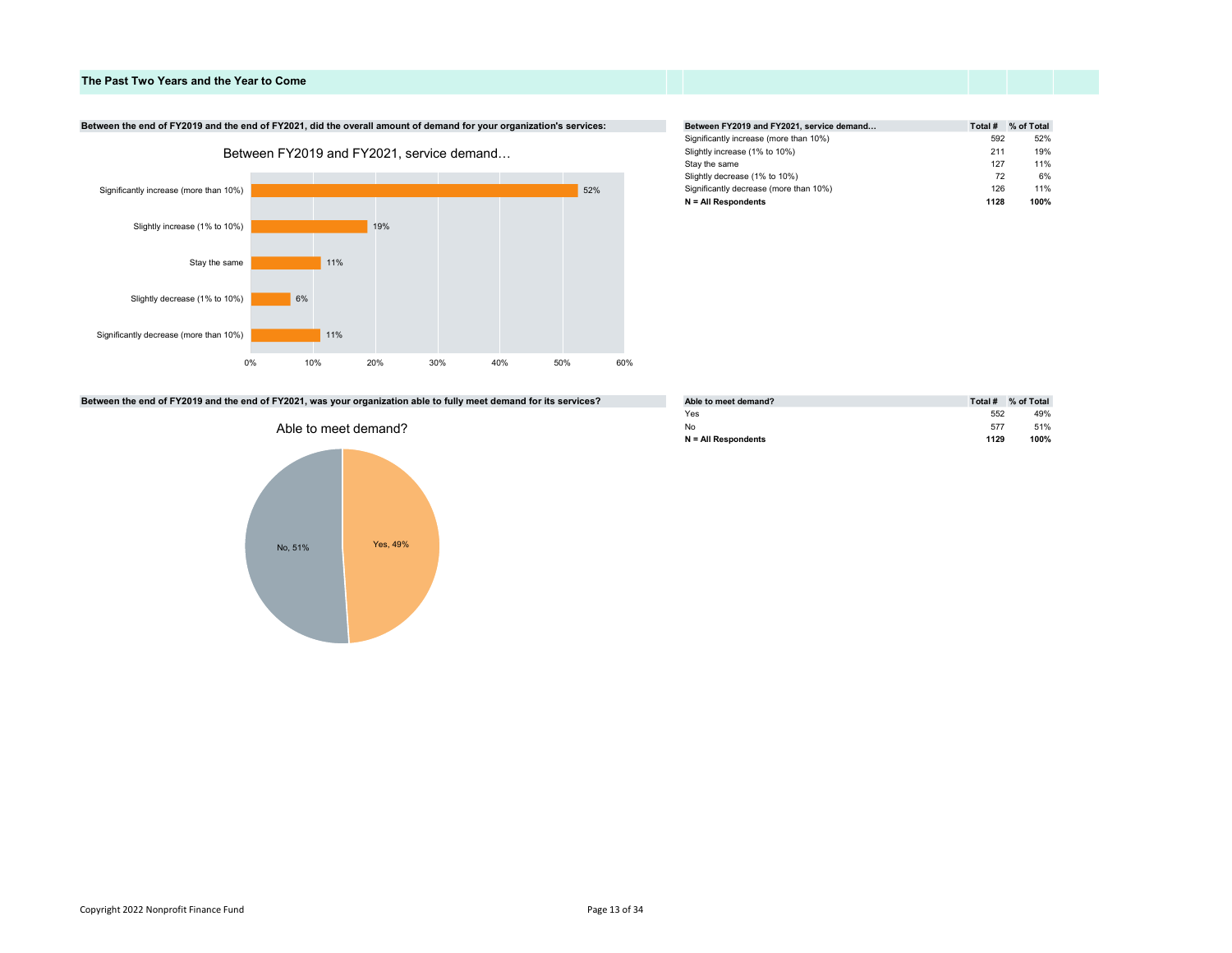## The Past Two Years and the Year to Come

**Between the end of FY2019 and the end of FY2021, did the overall amount of demand for your organization's services:**

Between FY2019 and FY2021, service demand…

| Between FY2019 and FY2021, service demand… | Total # | % of Total |
|---|---|---|
| Significantly increase (more than 10%) | 592 | 52% |
| Slightly increase (1% to 10%) | 211 | 19% |
| Stay the same | 127 | 11% |
| Slightly decrease (1% to 10%) | 72 | 6% |
| Significantly decrease (more than 10%) | 126 | 11% |
| **N = All Respondents** | **1128** | **100%** |

**Between the end of FY2019 and the end of FY2021, was your organization able to fully meet demand for its services?**

Able to meet demand?

| Able to meet demand? | Total # | % of Total |
|---|---|---|
| Yes | 552 | 49% |
| No | 577 | 51% |
| **N = All Respondents** | **1129** | **100%** |

Copyright 2022 Nonprofit Finance Fund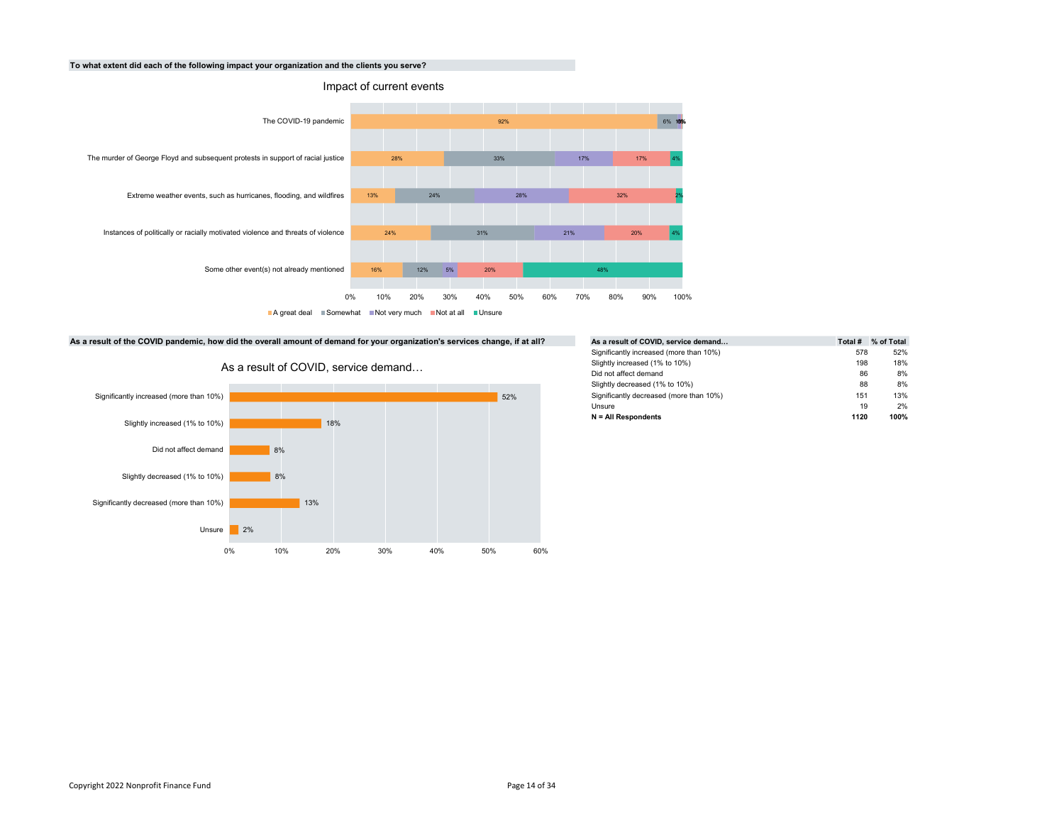**To what extent did each of the following impact your organization and the clients you serve?**

Impact of current events

| | A great deal | Somewhat | Not very much | Not at all | Unsure |
|---|---|---|---|---|---|
| The COVID-19 pandemic | 92% | 6% | 1% | 0% | 0% |
| The murder of George Floyd and subsequent protests in support of racial justice | 28% | 33% | 17% | 17% | 4% |
| Extreme weather events, such as hurricanes, flooding, and wildfires | 13% | 24% | 28% | 32% | 2% |
| Instances of politically or racially motivated violence and threats of violence | 24% | 31% | 21% | 20% | 4% |
| Some other event(s) not already mentioned | 16% | 12% | 5% | 20% | 48% |

**As a result of the COVID pandemic, how did the overall amount of demand for your organization's services change, if at all?**

As a result of COVID, service demand…

| As a result of COVID, service demand… | Total # | % of Total |
|---|---|---|
| Significantly increased (more than 10%) | 578 | 52% |
| Slightly increased (1% to 10%) | 198 | 18% |
| Did not affect demand | 86 | 8% |
| Slightly decreased (1% to 10%) | 88 | 8% |
| Significantly decreased (more than 10%) | 151 | 13% |
| Unsure | 19 | 2% |
| **N = All Respondents** | **1120** | **100%** |

Copyright 2022 Nonprofit Finance Fund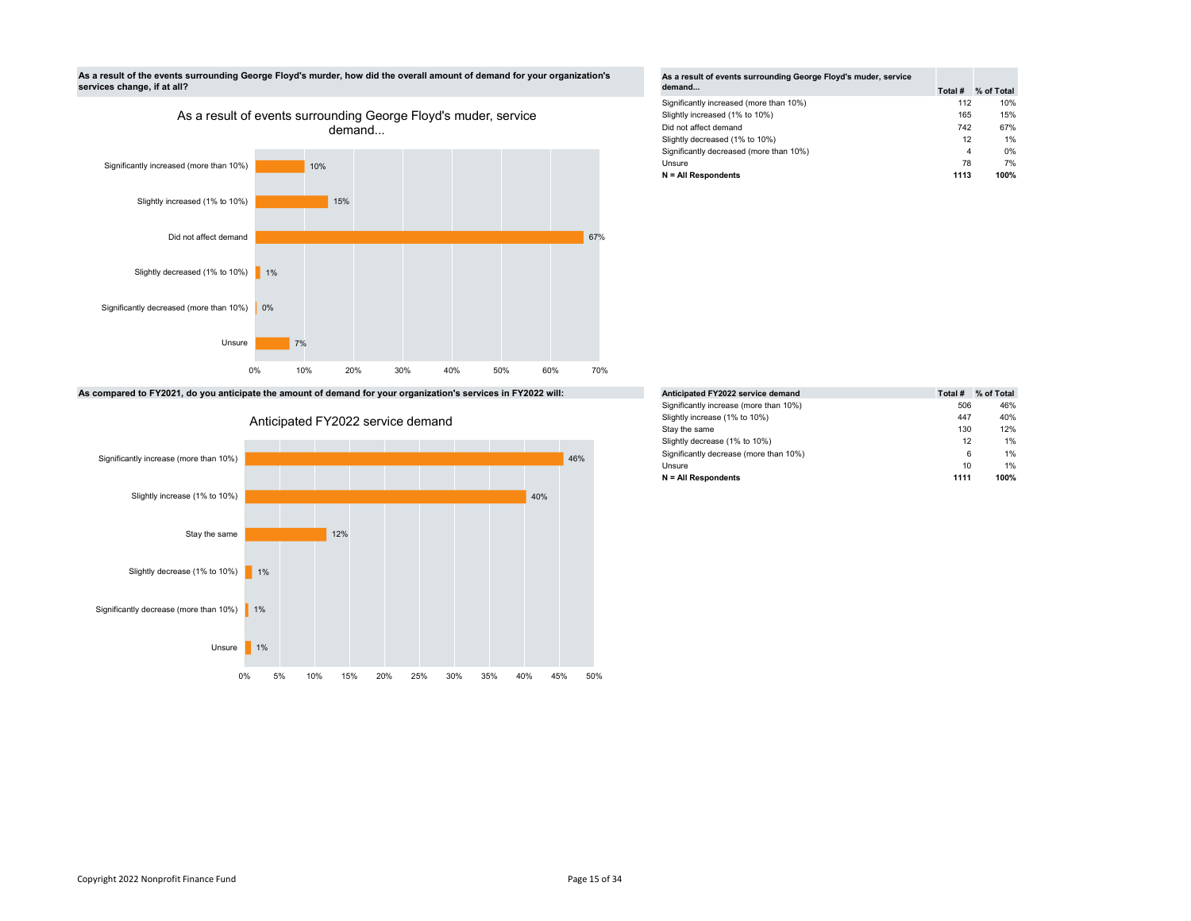**As a result of the events surrounding George Floyd's murder, how did the overall amount of demand for your organization's services change, if at all?**

As a result of events surrounding George Floyd's muder, service demand...

| As a result of events surrounding George Floyd's muder, service demand... | Total # | % of Total |
|---|---|---|
| Significantly increased (more than 10%) | 112 | 10% |
| Slightly increased (1% to 10%) | 165 | 15% |
| Did not affect demand | 742 | 67% |
| Slightly decreased (1% to 10%) | 12 | 1% |
| Significantly decreased (more than 10%) | 4 | 0% |
| Unsure | 78 | 7% |
| **N = All Respondents** | **1113** | **100%** |

**As compared to FY2021, do you anticipate the amount of demand for your organization's services in FY2022 will:**

Anticipated FY2022 service demand

| Anticipated FY2022 service demand | Total # | % of Total |
|---|---|---|
| Significantly increase (more than 10%) | 506 | 46% |
| Slightly increase (1% to 10%) | 447 | 40% |
| Stay the same | 130 | 12% |
| Slightly decrease (1% to 10%) | 12 | 1% |
| Significantly decrease (more than 10%) | 6 | 1% |
| Unsure | 10 | 1% |
| **N = All Respondents** | **1111** | **100%** |

Copyright 2022 Nonprofit Finance Fund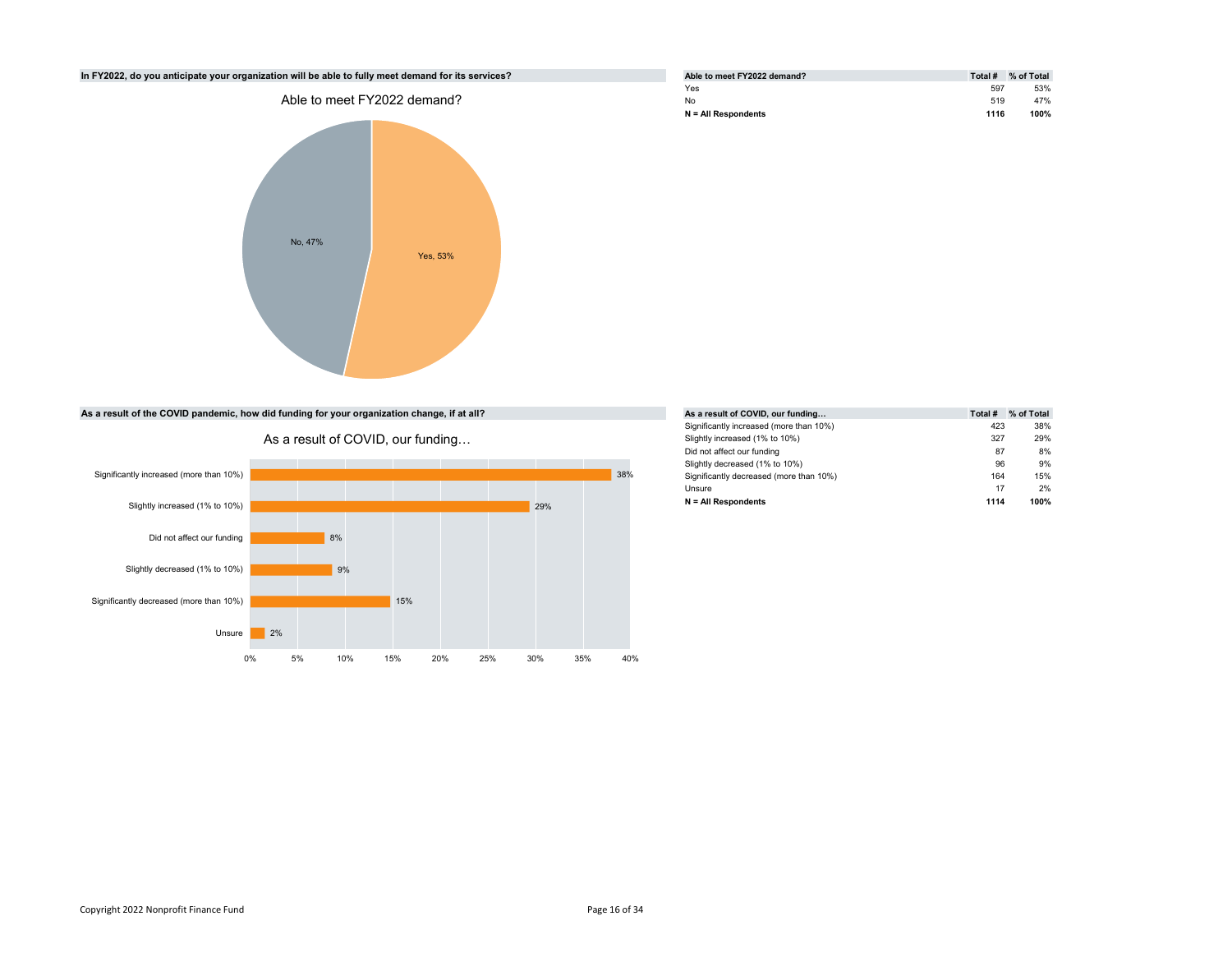### In FY2022, do you anticipate your organization will be able to fully meet demand for its services?

Able to meet FY2022 demand?

No, 47%

Yes, 53%

| Able to meet FY2022 demand? | Total # | % of Total |
|---|---|---|
| Yes | 597 | 53% |
| No | 519 | 47% |
| **N = All Respondents** | **1116** | **100%** |

### As a result of the COVID pandemic, how did funding for your organization change, if at all?

As a result of COVID, our funding…

| As a result of COVID, our funding… | Total # | % of Total |
|---|---|---|
| Significantly increased (more than 10%) | 423 | 38% |
| Slightly increased (1% to 10%) | 327 | 29% |
| Did not affect our funding | 87 | 8% |
| Slightly decreased (1% to 10%) | 96 | 9% |
| Significantly decreased (more than 10%) | 164 | 15% |
| Unsure | 17 | 2% |
| **N = All Respondents** | **1114** | **100%** |

Copyright 2022 Nonprofit Finance Fund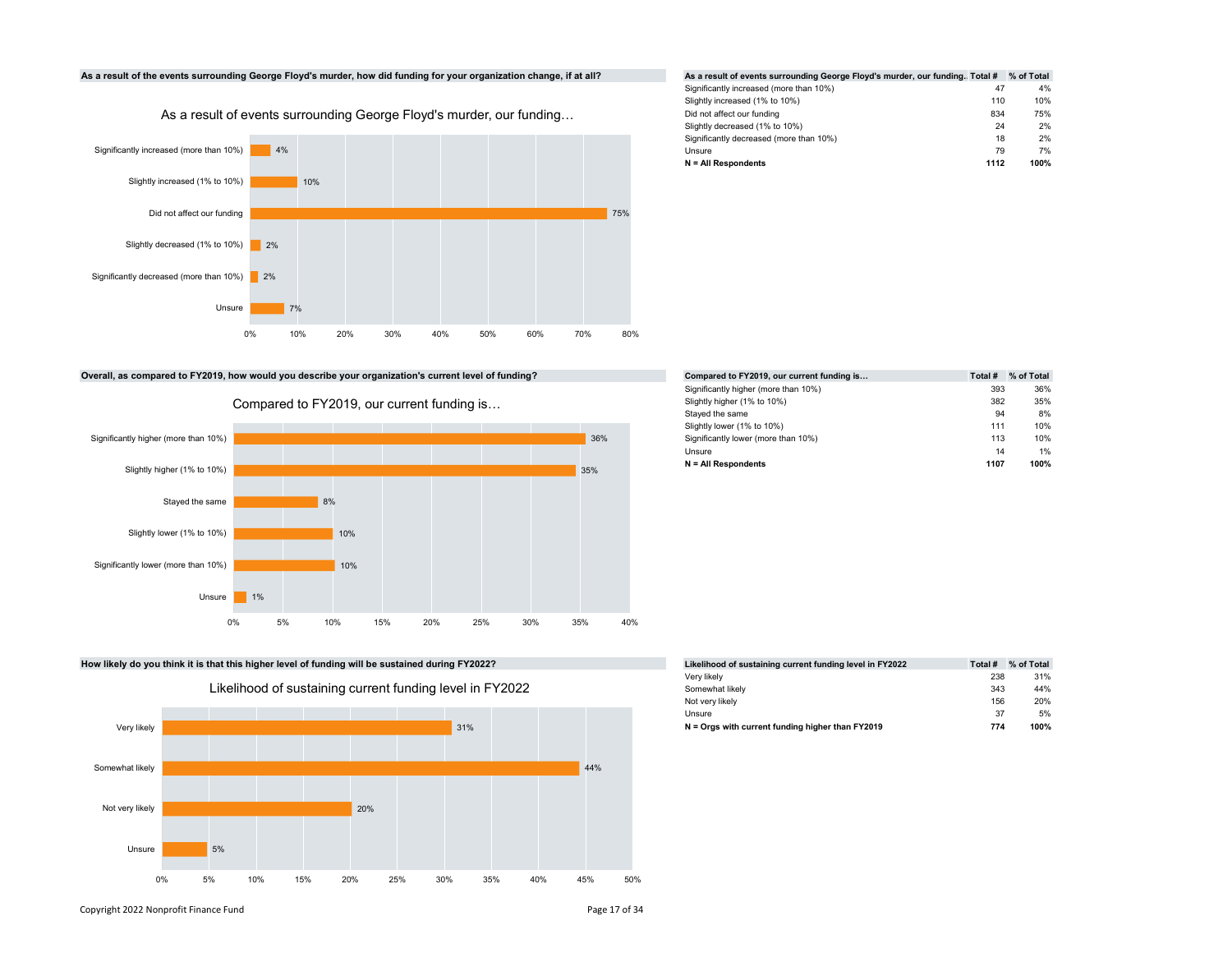**As a result of the events surrounding George Floyd's murder, how did funding for your organization change, if at all?**

As a result of events surrounding George Floyd's murder, our funding…

| As a result of events surrounding George Floyd's murder, our funding.. | Total # | % of Total |
|---|---|---|
| Significantly increased (more than 10%) | 47 | 4% |
| Slightly increased (1% to 10%) | 110 | 10% |
| Did not affect our funding | 834 | 75% |
| Slightly decreased (1% to 10%) | 24 | 2% |
| Significantly decreased (more than 10%) | 18 | 2% |
| Unsure | 79 | 7% |
| **N = All Respondents** | **1112** | **100%** |

**Overall, as compared to FY2019, how would you describe your organization's current level of funding?**

Compared to FY2019, our current funding is…

| Compared to FY2019, our current funding is… | Total # | % of Total |
|---|---|---|
| Significantly higher (more than 10%) | 393 | 36% |
| Slightly higher (1% to 10%) | 382 | 35% |
| Stayed the same | 94 | 8% |
| Slightly lower (1% to 10%) | 111 | 10% |
| Significantly lower (more than 10%) | 113 | 10% |
| Unsure | 14 | 1% |
| **N = All Respondents** | **1107** | **100%** |

**How likely do you think it is that this higher level of funding will be sustained during FY2022?**

Likelihood of sustaining current funding level in FY2022

| Likelihood of sustaining current funding level in FY2022 | Total # | % of Total |
|---|---|---|
| Very likely | 238 | 31% |
| Somewhat likely | 343 | 44% |
| Not very likely | 156 | 20% |
| Unsure | 37 | 5% |
| **N = Orgs with current funding higher than FY2019** | **774** | **100%** |

Copyright 2022 Nonprofit Finance Fund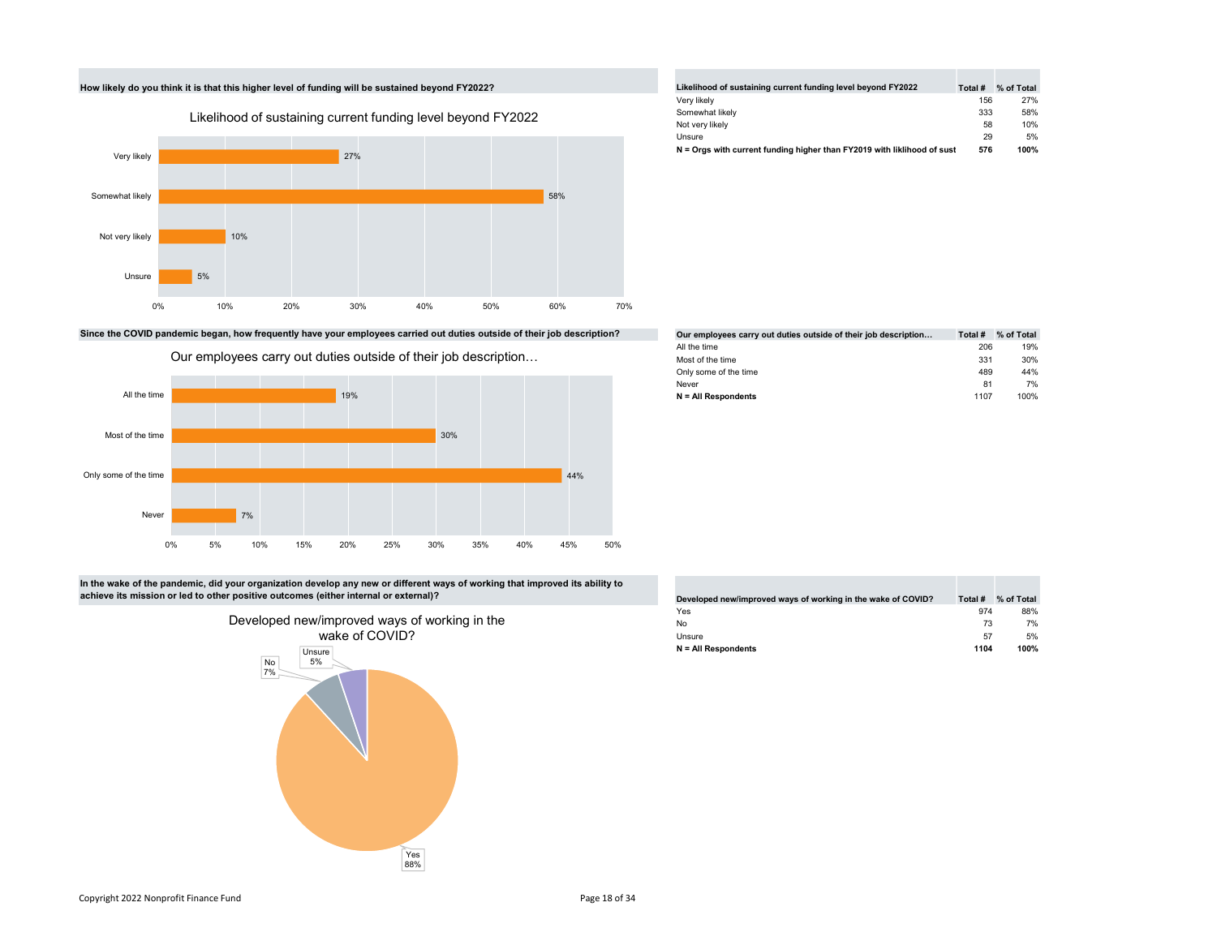**How likely do you think it is that this higher level of funding will be sustained beyond FY2022?**

Likelihood of sustaining current funding level beyond FY2022

| Likelihood of sustaining current funding level beyond FY2022 | Total # | % of Total |
|---|---|---|
| Very likely | 156 | 27% |
| Somewhat likely | 333 | 58% |
| Not very likely | 58 | 10% |
| Unsure | 29 | 5% |
| **N = Orgs with current funding higher than FY2019 with liklihood of sust** | **576** | **100%** |

**Since the COVID pandemic began, how frequently have your employees carried out duties outside of their job description?**

Our employees carry out duties outside of their job description…

| Our employees carry out duties outside of their job description… | Total # | % of Total |
|---|---|---|
| All the time | 206 | 19% |
| Most of the time | 331 | 30% |
| Only some of the time | 489 | 44% |
| Never | 81 | 7% |
| **N = All Respondents** | 1107 | 100% |

**In the wake of the pandemic, did your organization develop any new or different ways of working that improved its ability to achieve its mission or led to other positive outcomes (either internal or external)?**

Developed new/improved ways of working in the wake of COVID?

| Developed new/improved ways of working in the wake of COVID? | Total # | % of Total |
|---|---|---|
| Yes | 974 | 88% |
| No | 73 | 7% |
| Unsure | 57 | 5% |
| **N = All Respondents** | **1104** | **100%** |

Copyright 2022 Nonprofit Finance Fund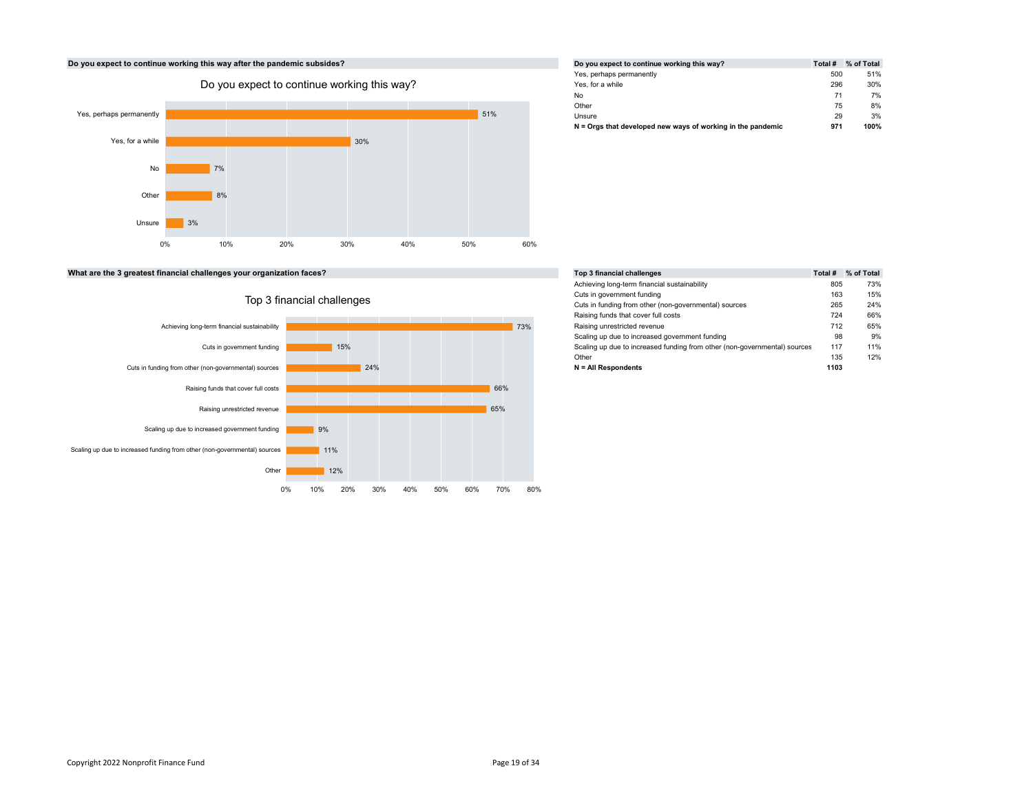## Do you expect to continue working this way after the pandemic subsides?

**Do you expect to continue working this way?**

| Do you expect to continue working this way? | Total # | % of Total |
|---|---|---|
| Yes, perhaps permanently | 500 | 51% |
| Yes, for a while | 296 | 30% |
| No | 71 | 7% |
| Other | 75 | 8% |
| Unsure | 29 | 3% |
| **N = Orgs that developed new ways of working in the pandemic** | **971** | **100%** |

## What are the 3 greatest financial challenges your organization faces?

**Top 3 financial challenges**

| Top 3 financial challenges | Total # | % of Total |
|---|---|---|
| Achieving long-term financial sustainability | 805 | 73% |
| Cuts in government funding | 163 | 15% |
| Cuts in funding from other (non-governmental) sources | 265 | 24% |
| Raising funds that cover full costs | 724 | 66% |
| Raising unrestricted revenue | 712 | 65% |
| Scaling up due to increased government funding | 98 | 9% |
| Scaling up due to increased funding from other (non-governmental) sources | 117 | 11% |
| Other | 135 | 12% |
| **N = All Respondents** | **1103** | |

Copyright 2022 Nonprofit Finance Fund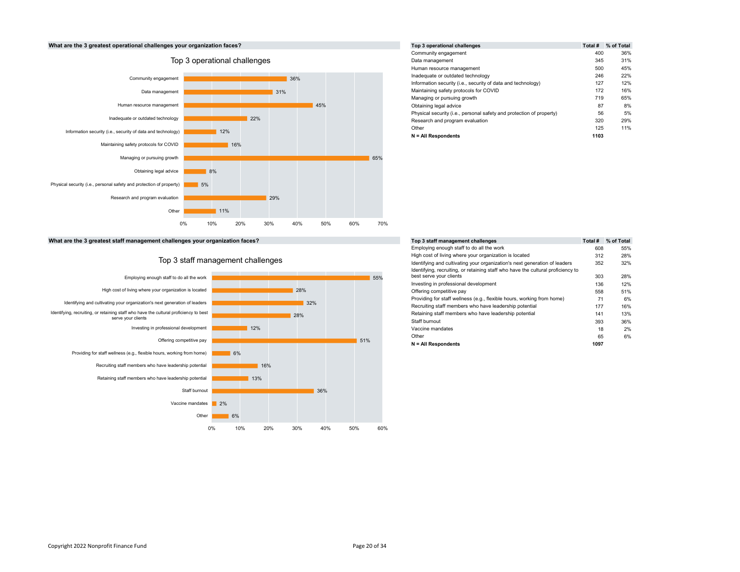### What are the 3 greatest operational challenges your organization faces?

| Top 3 operational challenges | Total # | % of Total |
| --- | --- | --- |
| Community engagement | 400 | 36% |
| Data management | 345 | 31% |
| Human resource management | 500 | 45% |
| Inadequate or outdated technology | 246 | 22% |
| Information security (i.e., security of data and technology) | 127 | 12% |
| Maintaining safety protocols for COVID | 172 | 16% |
| Managing or pursuing growth | 719 | 65% |
| Obtaining legal advice | 87 | 8% |
| Physical security (i.e., personal safety and protection of property) | 56 | 5% |
| Research and program evaluation | 320 | 29% |
| Other | 125 | 11% |
| **N = All Respondents** | **1103** | |

### What are the 3 greatest staff management challenges your organization faces?

| Top 3 staff management challenges | Total # | % of Total |
| --- | --- | --- |
| Employing enough staff to do all the work | 608 | 55% |
| High cost of living where your organization is located | 312 | 28% |
| Identifying and cultivating your organization's next generation of leaders | 352 | 32% |
| Identifying, recruiting, or retaining staff who have the cultural proficiency to best serve your clients | 303 | 28% |
| Investing in professional development | 136 | 12% |
| Offering competitive pay | 558 | 51% |
| Providing for staff wellness (e.g., flexible hours, working from home) | 71 | 6% |
| Recruiting staff members who have leadership potential | 177 | 16% |
| Retaining staff members who have leadership potential | 141 | 13% |
| Staff burnout | 393 | 36% |
| Vaccine mandates | 18 | 2% |
| Other | 65 | 6% |
| **N = All Respondents** | **1097** | |

Copyright 2022 Nonprofit Finance Fund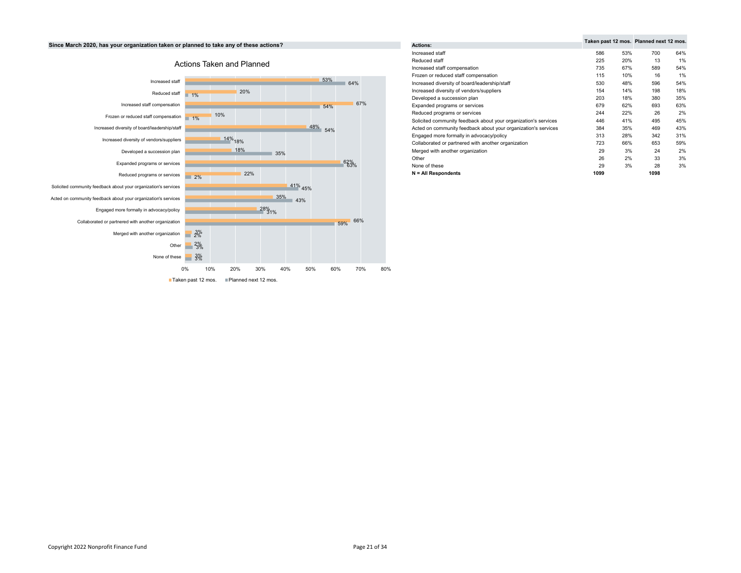**Since March 2020, has your organization taken or planned to take any of these actions?**

## Actions Taken and Planned

| Actions: | Taken past 12 mos. | | Planned next 12 mos. | |
|---|---|---|---|---|
| Increased staff | 586 | 53% | 700 | 64% |
| Reduced staff | 225 | 20% | 13 | 1% |
| Increased staff compensation | 735 | 67% | 589 | 54% |
| Frozen or reduced staff compensation | 115 | 10% | 16 | 1% |
| Increased diversity of board/leadership/staff | 530 | 48% | 596 | 54% |
| Increased diversity of vendors/suppliers | 154 | 14% | 198 | 18% |
| Developed a succession plan | 203 | 18% | 380 | 35% |
| Expanded programs or services | 679 | 62% | 693 | 63% |
| Reduced programs or services | 244 | 22% | 26 | 2% |
| Solicited community feedback about your organization's services | 446 | 41% | 495 | 45% |
| Acted on community feedback about your organization's services | 384 | 35% | 469 | 43% |
| Engaged more formally in advocacy/policy | 313 | 28% | 342 | 31% |
| Collaborated or partnered with another organization | 723 | 66% | 653 | 59% |
| Merged with another organization | 29 | 3% | 24 | 2% |
| Other | 26 | 2% | 33 | 3% |
| None of these | 29 | 3% | 28 | 3% |
| **N = All Respondents** | **1099** | | **1098** | |

Copyright 2022 Nonprofit Finance Fund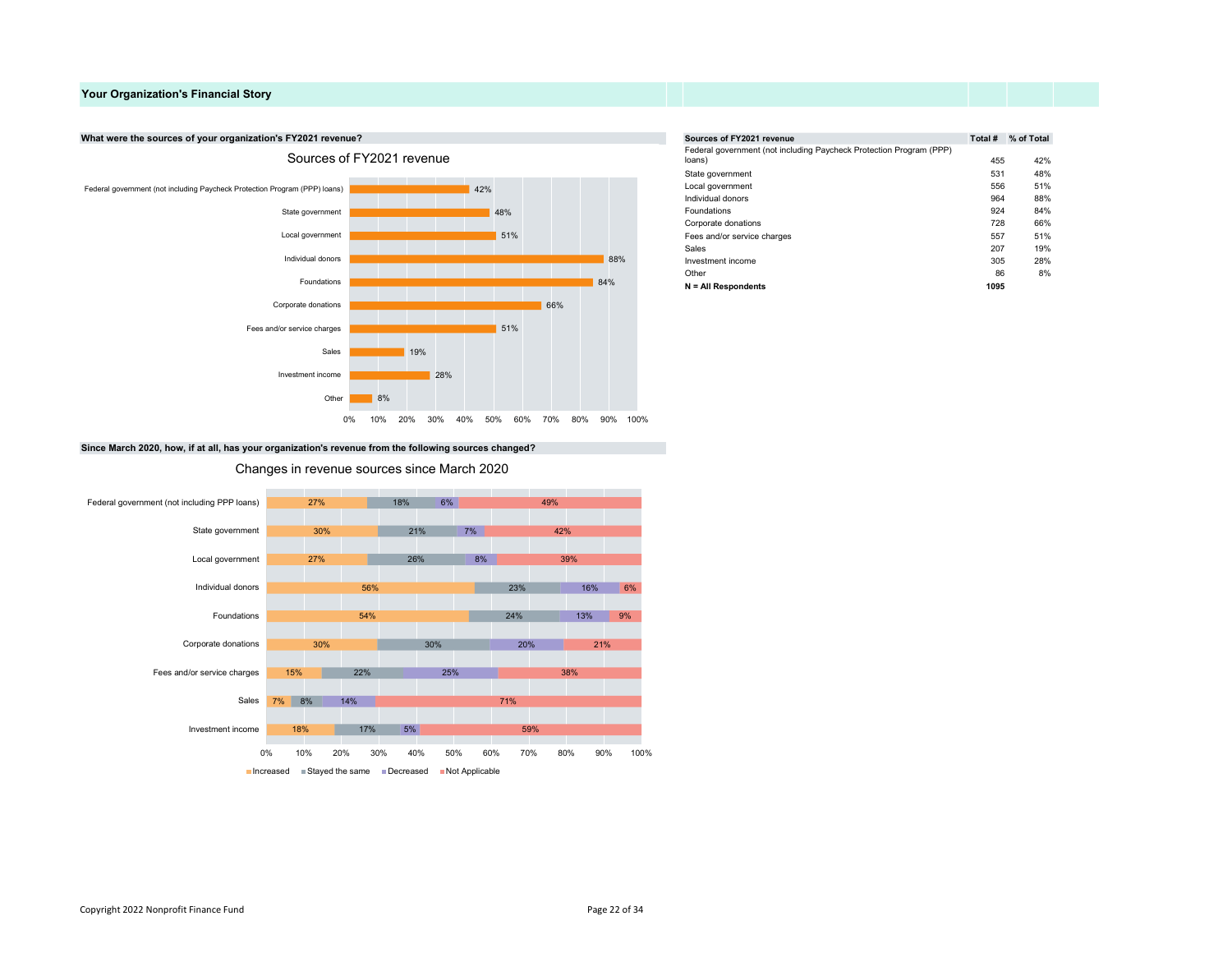## Your Organization's Financial Story

**What were the sources of your organization's FY2021 revenue?**

### Sources of FY2021 revenue

| Sources of FY2021 revenue | Total # | % of Total |
|---|---|---|
| Federal government (not including Paycheck Protection Program (PPP) loans) | 455 | 42% |
| State government | 531 | 48% |
| Local government | 556 | 51% |
| Individual donors | 964 | 88% |
| Foundations | 924 | 84% |
| Corporate donations | 728 | 66% |
| Fees and/or service charges | 557 | 51% |
| Sales | 207 | 19% |
| Investment income | 305 | 28% |
| Other | 86 | 8% |
| **N = All Respondents** | **1095** | |

**Since March 2020, how, if at all, has your organization's revenue from the following sources changed?**

### Changes in revenue sources since March 2020

| | Increased | Stayed the same | Decreased | Not Applicable |
|---|---|---|---|---|
| Federal government (not including PPP loans) | 27% | 18% | 6% | 49% |
| State government | 30% | 21% | 7% | 42% |
| Local government | 27% | 26% | 8% | 39% |
| Individual donors | 56% | 23% | 16% | 6% |
| Foundations | 54% | 24% | 13% | 9% |
| Corporate donations | 30% | 30% | 20% | 21% |
| Fees and/or service charges | 15% | 22% | 25% | 38% |
| Sales | 7% | 8% | 14% | 71% |
| Investment income | 18% | 17% | 5% | 59% |

Copyright 2022 Nonprofit Finance Fund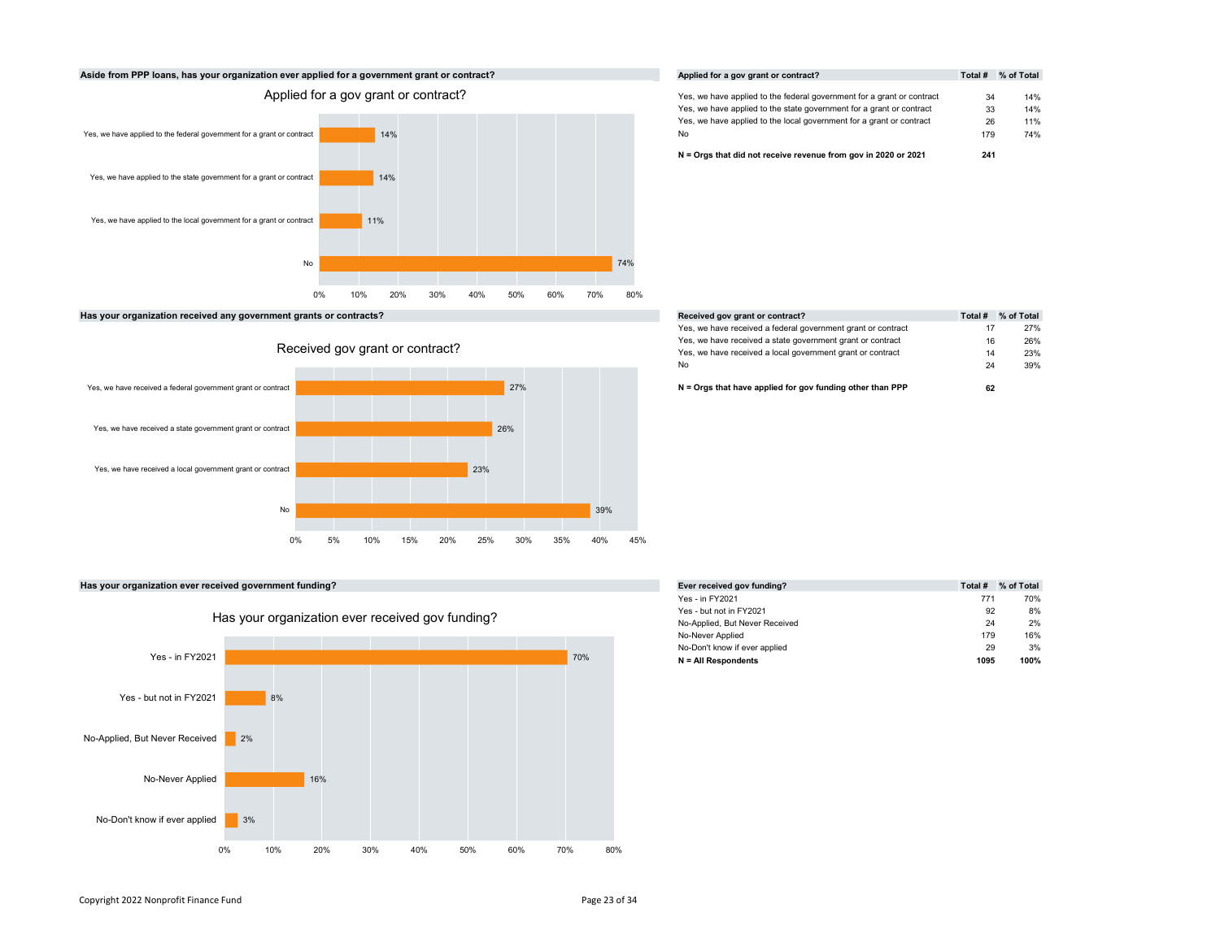**Aside from PPP loans, has your organization ever applied for a government grant or contract?**

Applied for a gov grant or contract?

| Applied for a gov grant or contract? | Total # | % of Total |
|---|---|---|
| Yes, we have applied to the federal government for a grant or contract | 34 | 14% |
| Yes, we have applied to the state government for a grant or contract | 33 | 14% |
| Yes, we have applied to the local government for a grant or contract | 26 | 11% |
| No | 179 | 74% |
| **N = Orgs that did not receive revenue from gov in 2020 or 2021** | **241** | |

**Has your organization received any government grants or contracts?**

Received gov grant or contract?

| Received gov grant or contract? | Total # | % of Total |
|---|---|---|
| Yes, we have received a federal government grant or contract | 17 | 27% |
| Yes, we have received a state government grant or contract | 16 | 26% |
| Yes, we have received a local government grant or contract | 14 | 23% |
| No | 24 | 39% |
| **N = Orgs that have applied for gov funding other than PPP** | **62** | |

**Has your organization ever received government funding?**

Has your organization ever received gov funding?

| Ever received gov funding? | Total # | % of Total |
|---|---|---|
| Yes - in FY2021 | 771 | 70% |
| Yes - but not in FY2021 | 92 | 8% |
| No-Applied, But Never Received | 24 | 2% |
| No-Never Applied | 179 | 16% |
| No-Don't know if ever applied | 29 | 3% |
| **N = All Respondents** | **1095** | **100%** |

Copyright 2022 Nonprofit Finance Fund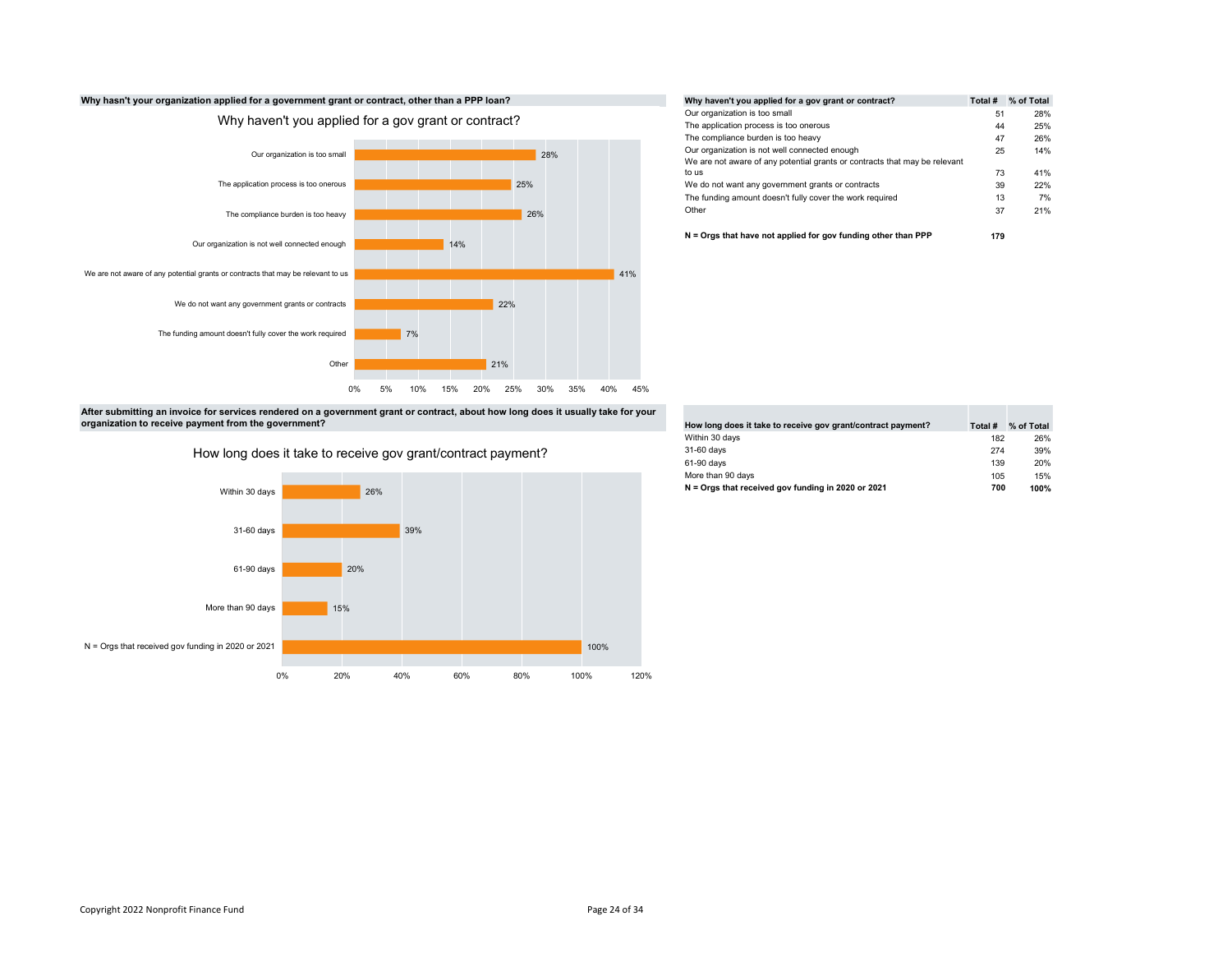**Why hasn't your organization applied for a government grant or contract, other than a PPP loan?**

Why haven't you applied for a gov grant or contract?

| Why haven't you applied for a gov grant or contract? | Total # | % of Total |
|---|---|---|
| Our organization is too small | 51 | 28% |
| The application process is too onerous | 44 | 25% |
| The compliance burden is too heavy | 47 | 26% |
| Our organization is not well connected enough | 25 | 14% |
| We are not aware of any potential grants or contracts that may be relevant to us | 73 | 41% |
| We do not want any government grants or contracts | 39 | 22% |
| The funding amount doesn't fully cover the work required | 13 | 7% |
| Other | 37 | 21% |
| **N = Orgs that have not applied for gov funding other than PPP** | **179** | |

**After submitting an invoice for services rendered on a government grant or contract, about how long does it usually take for your organization to receive payment from the government?**

How long does it take to receive gov grant/contract payment?

| How long does it take to receive gov grant/contract payment? | Total # | % of Total |
|---|---|---|
| Within 30 days | 182 | 26% |
| 31-60 days | 274 | 39% |
| 61-90 days | 139 | 20% |
| More than 90 days | 105 | 15% |
| **N = Orgs that received gov funding in 2020 or 2021** | **700** | **100%** |

Copyright 2022 Nonprofit Finance Fund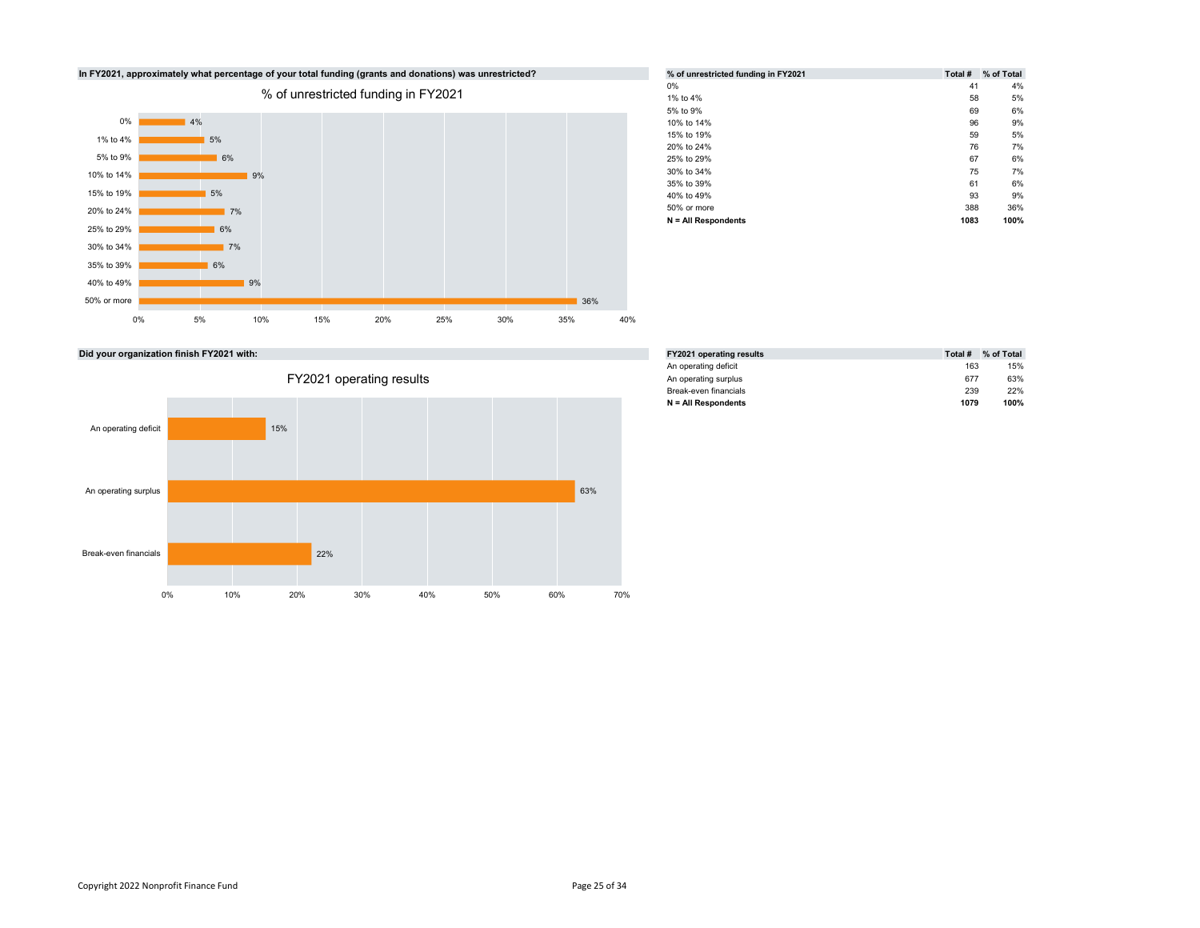**In FY2021, approximately what percentage of your total funding (grants and donations) was unrestricted?**

% of unrestricted funding in FY2021

| % of unrestricted funding in FY2021 | Total # | % of Total |
|---|---|---|
| 0% | 41 | 4% |
| 1% to 4% | 58 | 5% |
| 5% to 9% | 69 | 6% |
| 10% to 14% | 96 | 9% |
| 15% to 19% | 59 | 5% |
| 20% to 24% | 76 | 7% |
| 25% to 29% | 67 | 6% |
| 30% to 34% | 75 | 7% |
| 35% to 39% | 61 | 6% |
| 40% to 49% | 93 | 9% |
| 50% or more | 388 | 36% |
| **N = All Respondents** | **1083** | **100%** |

**Did your organization finish FY2021 with:**

FY2021 operating results

| FY2021 operating results | Total # | % of Total |
|---|---|---|
| An operating deficit | 163 | 15% |
| An operating surplus | 677 | 63% |
| Break-even financials | 239 | 22% |
| **N = All Respondents** | **1079** | **100%** |

Copyright 2022 Nonprofit Finance Fund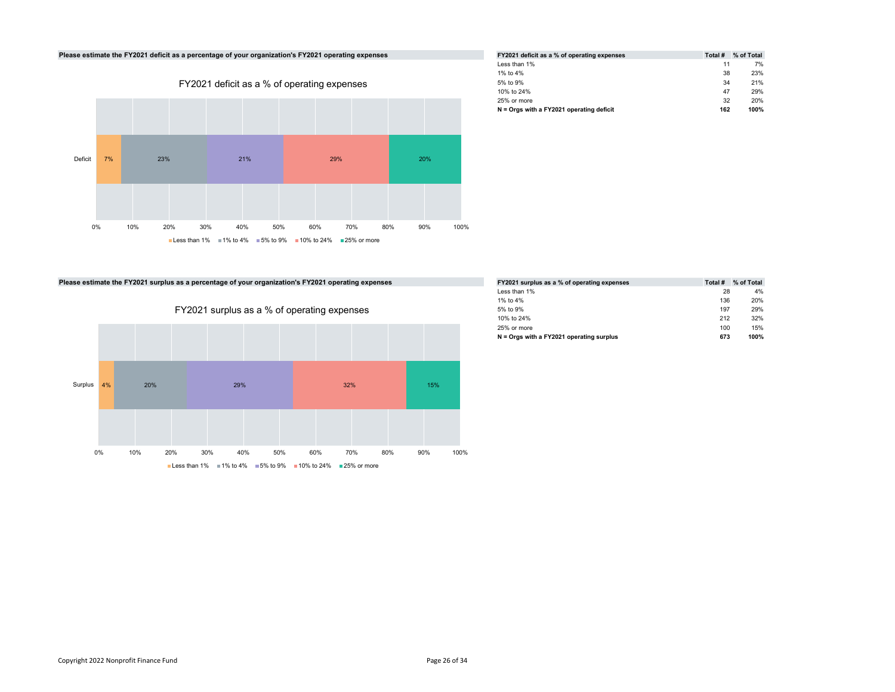**Please estimate the FY2021 deficit as a percentage of your organization's FY2021 operating expenses**

FY2021 deficit as a % of operating expenses

| FY2021 deficit as a % of operating expenses | Total # | % of Total |
|---|---|---|
| Less than 1% | 11 | 7% |
| 1% to 4% | 38 | 23% |
| 5% to 9% | 34 | 21% |
| 10% to 24% | 47 | 29% |
| 25% or more | 32 | 20% |
| **N = Orgs with a FY2021 operating deficit** | **162** | **100%** |

**Please estimate the FY2021 surplus as a percentage of your organization's FY2021 operating expenses**

FY2021 surplus as a % of operating expenses

| FY2021 surplus as a % of operating expenses | Total # | % of Total |
|---|---|---|
| Less than 1% | 28 | 4% |
| 1% to 4% | 136 | 20% |
| 5% to 9% | 197 | 29% |
| 10% to 24% | 212 | 32% |
| 25% or more | 100 | 15% |
| **N = Orgs with a FY2021 operating surplus** | **673** | **100%** |

Copyright 2022 Nonprofit Finance Fund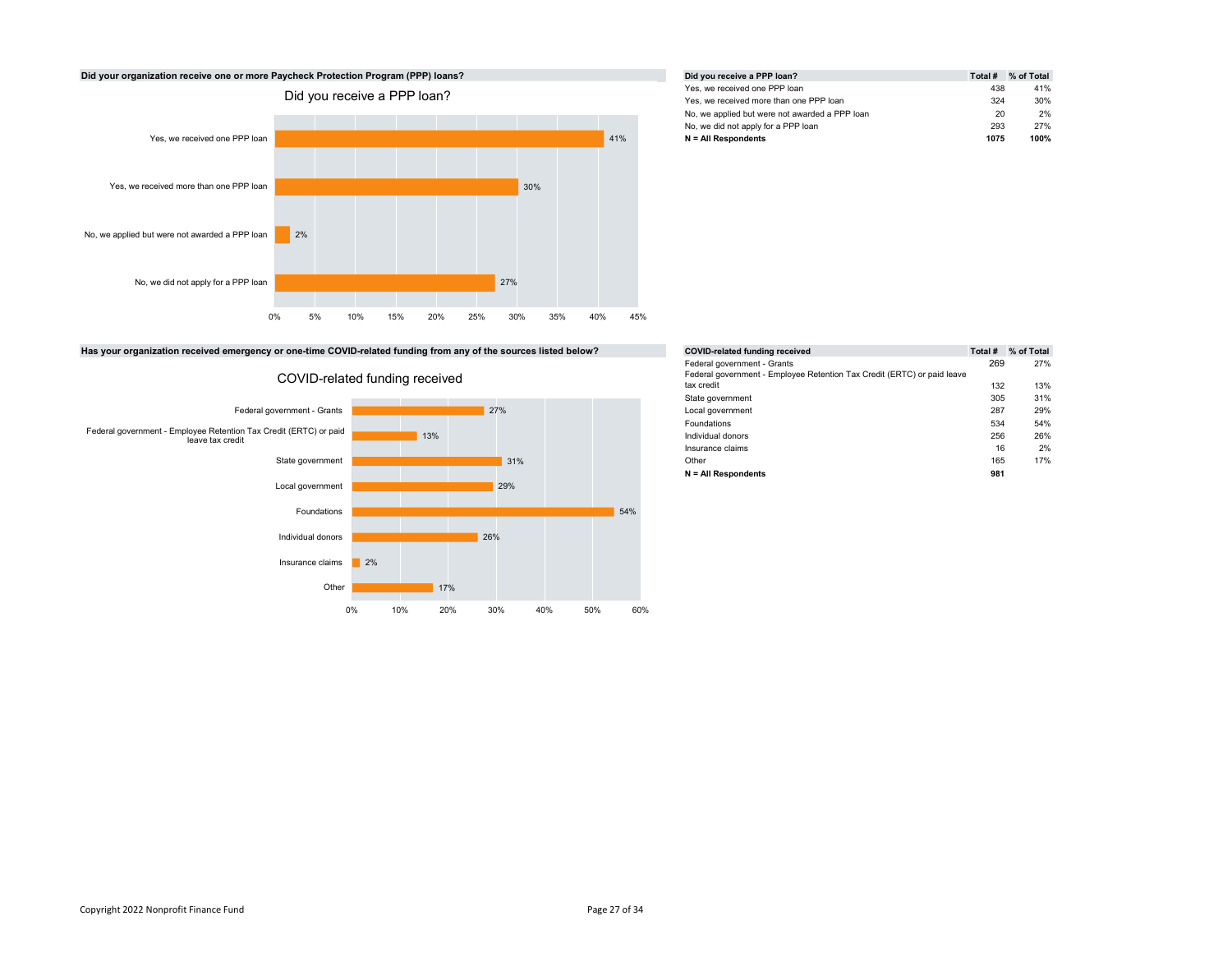**Did your organization receive one or more Paycheck Protection Program (PPP) loans?**

Did you receive a PPP loan?

| Did you receive a PPP loan? | Total # | % of Total |
|---|---|---|
| Yes, we received one PPP loan | 438 | 41% |
| Yes, we received more than one PPP loan | 324 | 30% |
| No, we applied but were not awarded a PPP loan | 20 | 2% |
| No, we did not apply for a PPP loan | 293 | 27% |
| **N = All Respondents** | **1075** | **100%** |

**Has your organization received emergency or one-time COVID-related funding from any of the sources listed below?**

COVID-related funding received

| COVID-related funding received | Total # | % of Total |
|---|---|---|
| Federal government - Grants | 269 | 27% |
| Federal government - Employee Retention Tax Credit (ERTC) or paid leave tax credit | 132 | 13% |
| State government | 305 | 31% |
| Local government | 287 | 29% |
| Foundations | 534 | 54% |
| Individual donors | 256 | 26% |
| Insurance claims | 16 | 2% |
| Other | 165 | 17% |
| **N = All Respondents** | **981** | |

Copyright 2022 Nonprofit Finance Fund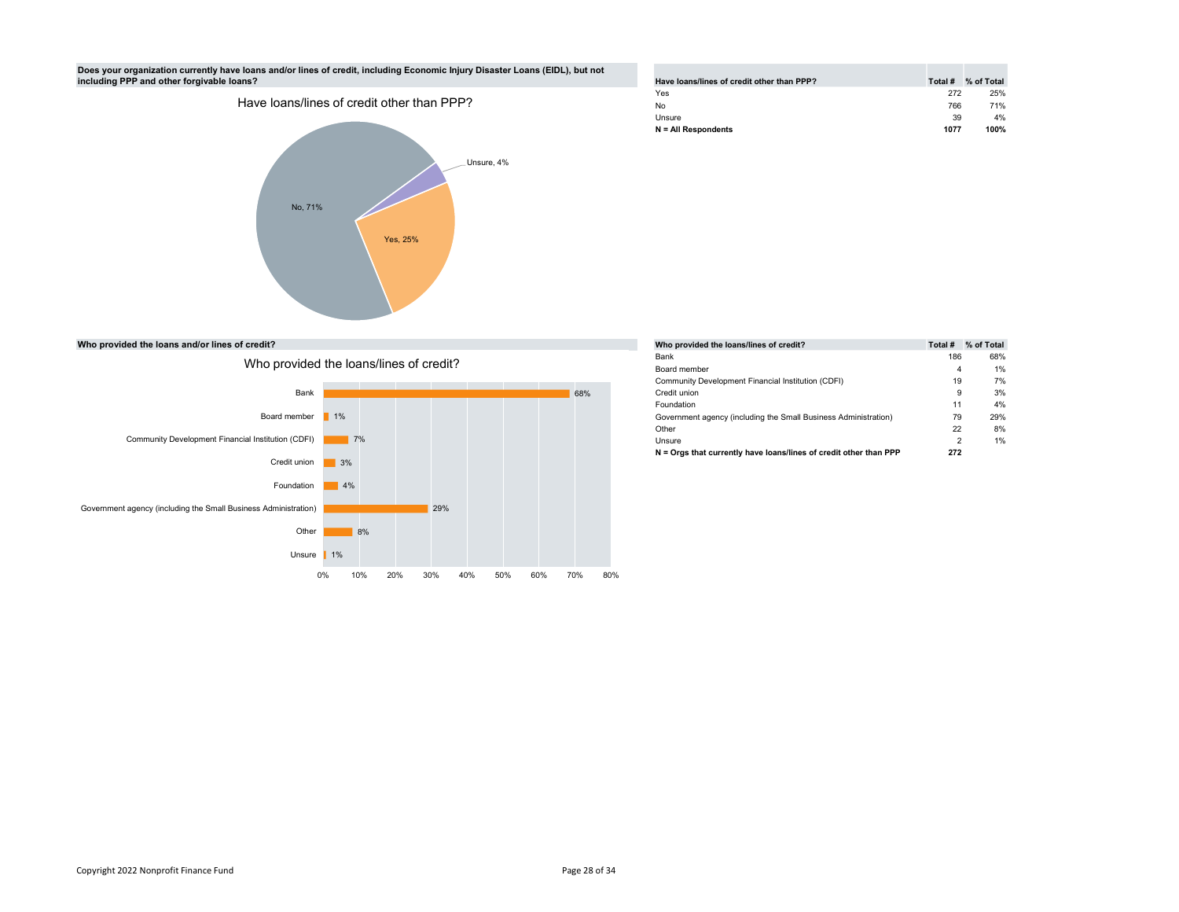**Does your organization currently have loans and/or lines of credit, including Economic Injury Disaster Loans (EIDL), but not including PPP and other forgivable loans?**

Have loans/lines of credit other than PPP?

| Have loans/lines of credit other than PPP? | Total # | % of Total |
|---|---|---|
| Yes | 272 | 25% |
| No | 766 | 71% |
| Unsure | 39 | 4% |
| **N = All Respondents** | **1077** | **100%** |

**Who provided the loans and/or lines of credit?**

Who provided the loans/lines of credit?

| Who provided the loans/lines of credit? | Total # | % of Total |
|---|---|---|
| Bank | 186 | 68% |
| Board member | 4 | 1% |
| Community Development Financial Institution (CDFI) | 19 | 7% |
| Credit union | 9 | 3% |
| Foundation | 11 | 4% |
| Government agency (including the Small Business Administration) | 79 | 29% |
| Other | 22 | 8% |
| Unsure | 2 | 1% |
| **N = Orgs that currently have loans/lines of credit other than PPP** | **272** | |

Copyright 2022 Nonprofit Finance Fund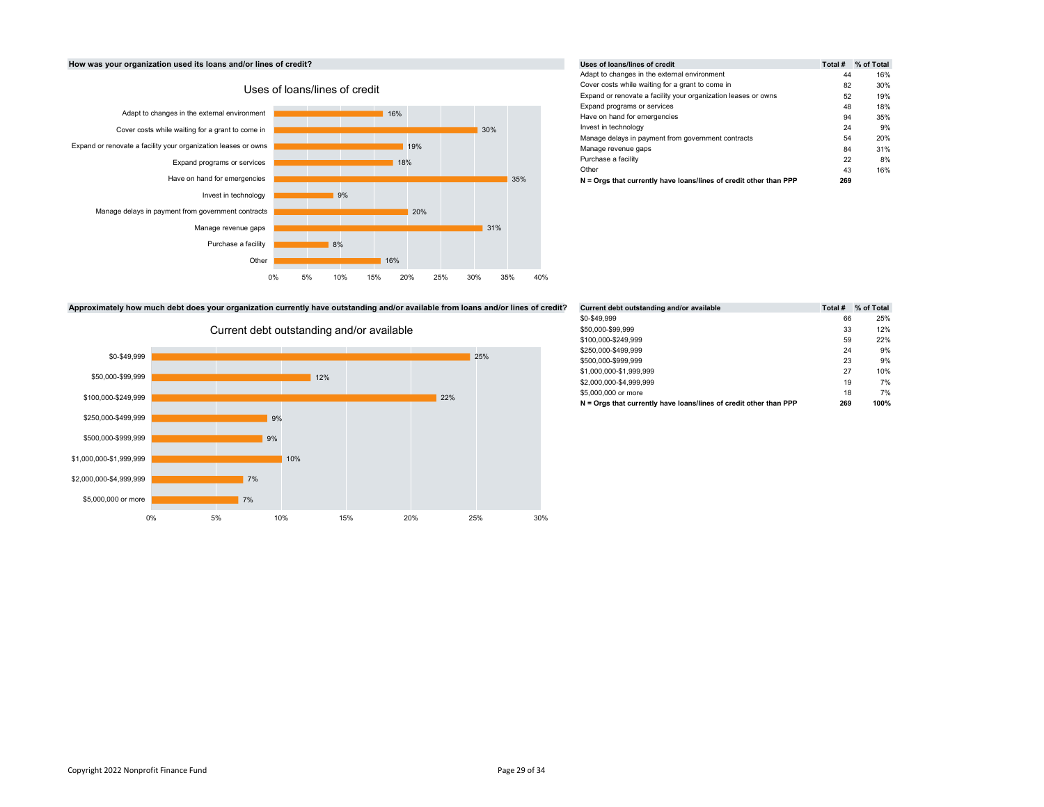### How was your organization used its loans and/or lines of credit?

**Uses of loans/lines of credit**

| Uses of loans/lines of credit | Total # | % of Total |
|---|---|---|
| Adapt to changes in the external environment | 44 | 16% |
| Cover costs while waiting for a grant to come in | 82 | 30% |
| Expand or renovate a facility your organization leases or owns | 52 | 19% |
| Expand programs or services | 48 | 18% |
| Have on hand for emergencies | 94 | 35% |
| Invest in technology | 24 | 9% |
| Manage delays in payment from government contracts | 54 | 20% |
| Manage revenue gaps | 84 | 31% |
| Purchase a facility | 22 | 8% |
| Other | 43 | 16% |
| **N = Orgs that currently have loans/lines of credit other than PPP** | **269** | |

### Approximately how much debt does your organization currently have outstanding and/or available from loans and/or lines of credit?

**Current debt outstanding and/or available**

| Current debt outstanding and/or available | Total # | % of Total |
|---|---|---|
| $0-$49,999 | 66 | 25% |
| $50,000-$99,999 | 33 | 12% |
| $100,000-$249,999 | 59 | 22% |
| $250,000-$499,999 | 24 | 9% |
| $500,000-$999,999 | 23 | 9% |
| $1,000,000-$1,999,999 | 27 | 10% |
| $2,000,000-$4,999,999 | 19 | 7% |
| $5,000,000 or more | 18 | 7% |
| **N = Orgs that currently have loans/lines of credit other than PPP** | **269** | **100%** |

Copyright 2022 Nonprofit Finance Fund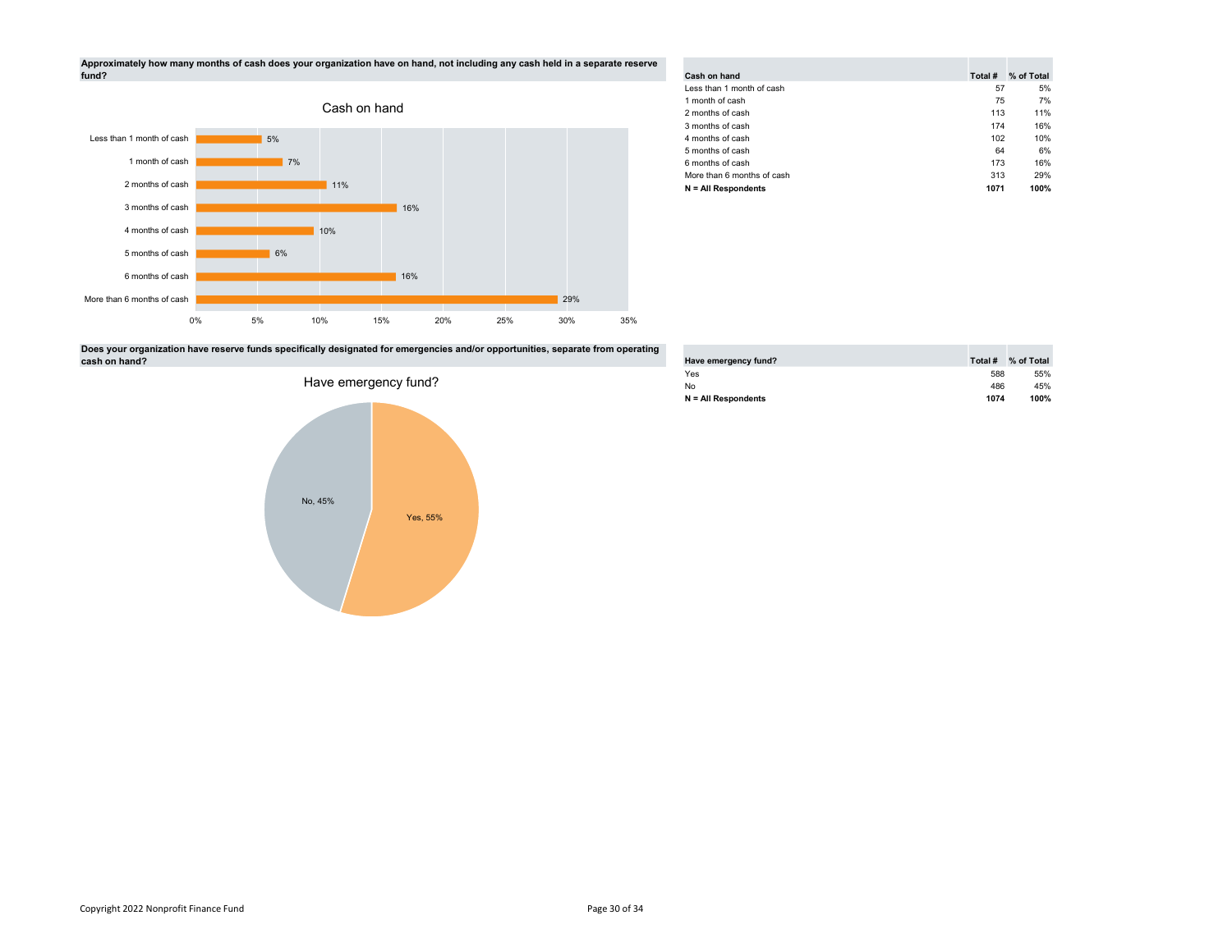**Approximately how many months of cash does your organization have on hand, not including any cash held in a separate reserve fund?**

Cash on hand

| Cash on hand | Total # | % of Total |
|---|---|---|
| Less than 1 month of cash | 57 | 5% |
| 1 month of cash | 75 | 7% |
| 2 months of cash | 113 | 11% |
| 3 months of cash | 174 | 16% |
| 4 months of cash | 102 | 10% |
| 5 months of cash | 64 | 6% |
| 6 months of cash | 173 | 16% |
| More than 6 months of cash | 313 | 29% |
| **N = All Respondents** | **1071** | **100%** |

**Does your organization have reserve funds specifically designated for emergencies and/or opportunities, separate from operating cash on hand?**

Have emergency fund?

| Have emergency fund? | Total # | % of Total |
|---|---|---|
| Yes | 588 | 55% |
| No | 486 | 45% |
| **N = All Respondents** | **1074** | **100%** |

Copyright 2022 Nonprofit Finance Fund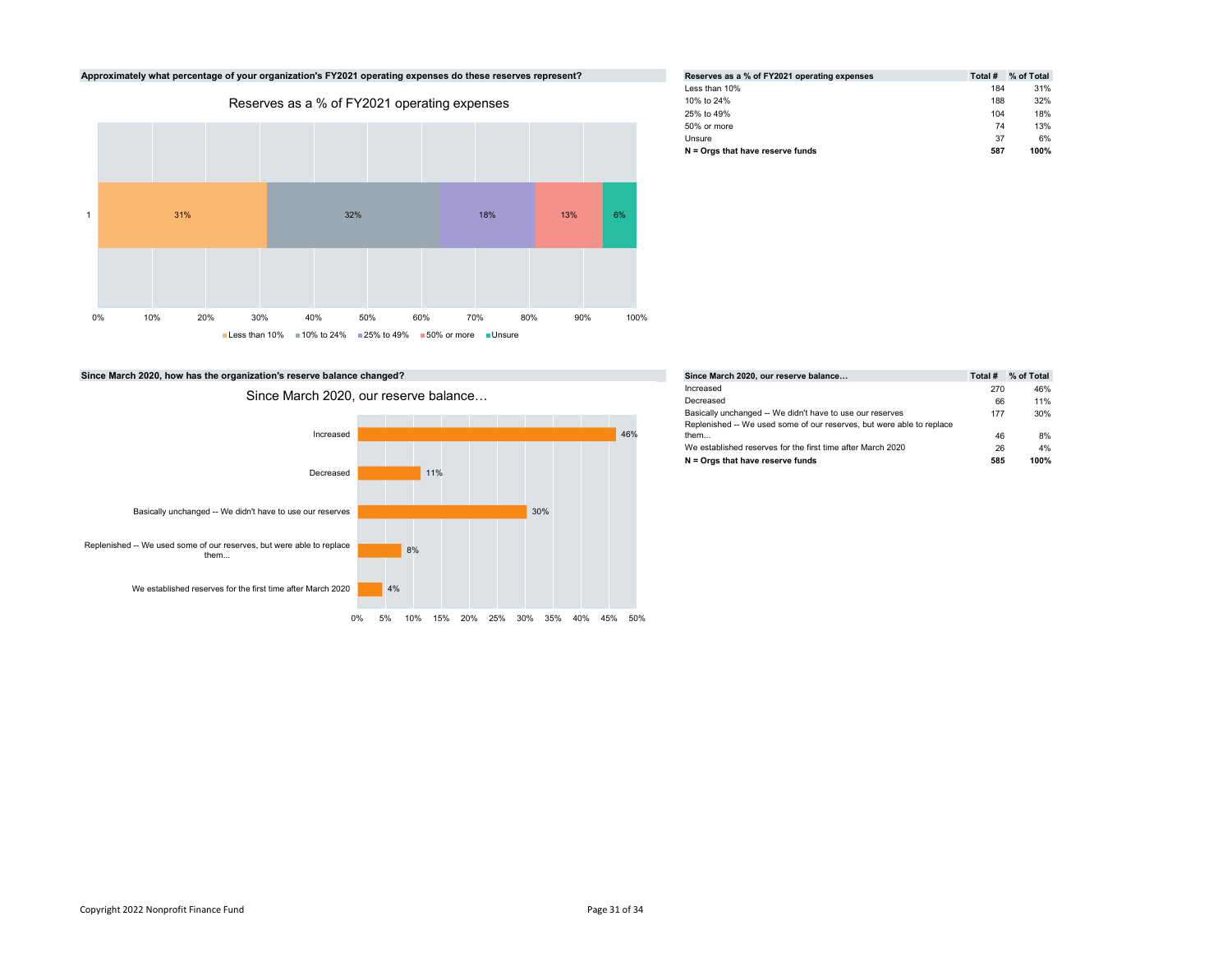**Approximately what percentage of your organization's FY2021 operating expenses do these reserves represent?**

Reserves as a % of FY2021 operating expenses

| Reserves as a % of FY2021 operating expenses | Total # | % of Total |
|---|---|---|
| Less than 10% | 184 | 31% |
| 10% to 24% | 188 | 32% |
| 25% to 49% | 104 | 18% |
| 50% or more | 74 | 13% |
| Unsure | 37 | 6% |
| **N = Orgs that have reserve funds** | **587** | **100%** |

**Since March 2020, how has the organization's reserve balance changed?**

Since March 2020, our reserve balance…

| Since March 2020, our reserve balance… | Total # | % of Total |
|---|---|---|
| Increased | 270 | 46% |
| Decreased | 66 | 11% |
| Basically unchanged -- We didn't have to use our reserves | 177 | 30% |
| Replenished -- We used some of our reserves, but were able to replace them… | 46 | 8% |
| We established reserves for the first time after March 2020 | 26 | 4% |
| **N = Orgs that have reserve funds** | **585** | **100%** |

Copyright 2022 Nonprofit Finance Fund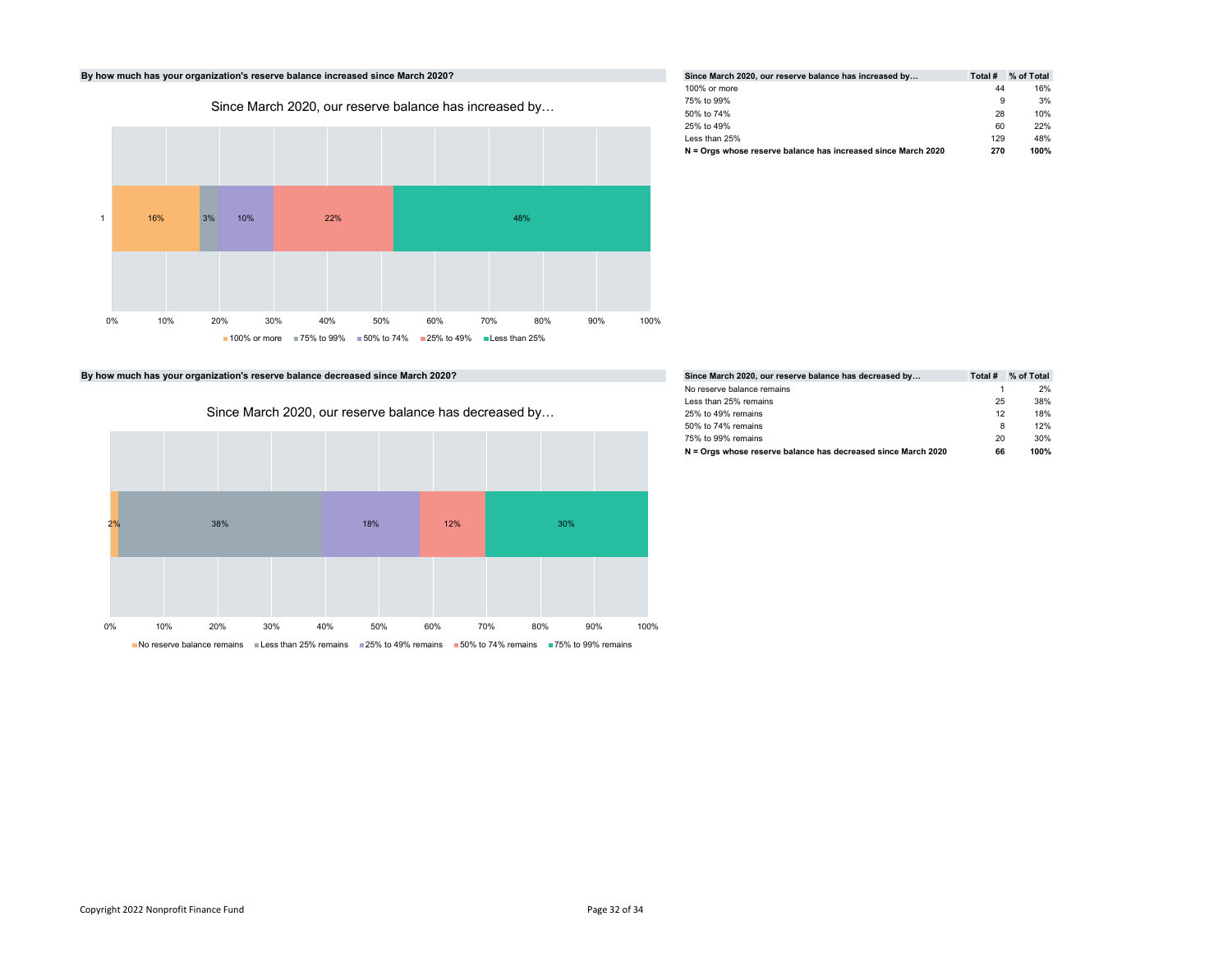**By how much has your organization's reserve balance increased since March 2020?**

Since March 2020, our reserve balance has increased by…

| Since March 2020, our reserve balance has increased by… | Total # | % of Total |
|---|---|---|
| 100% or more | 44 | 16% |
| 75% to 99% | 9 | 3% |
| 50% to 74% | 28 | 10% |
| 25% to 49% | 60 | 22% |
| Less than 25% | 129 | 48% |
| **N = Orgs whose reserve balance has increased since March 2020** | **270** | **100%** |

**By how much has your organization's reserve balance decreased since March 2020?**

Since March 2020, our reserve balance has decreased by…

| Since March 2020, our reserve balance has decreased by… | Total # | % of Total |
|---|---|---|
| No reserve balance remains | 1 | 2% |
| Less than 25% remains | 25 | 38% |
| 25% to 49% remains | 12 | 18% |
| 50% to 74% remains | 8 | 12% |
| 75% to 99% remains | 20 | 30% |
| **N = Orgs whose reserve balance has decreased since March 2020** | **66** | **100%** |

Copyright 2022 Nonprofit Finance Fund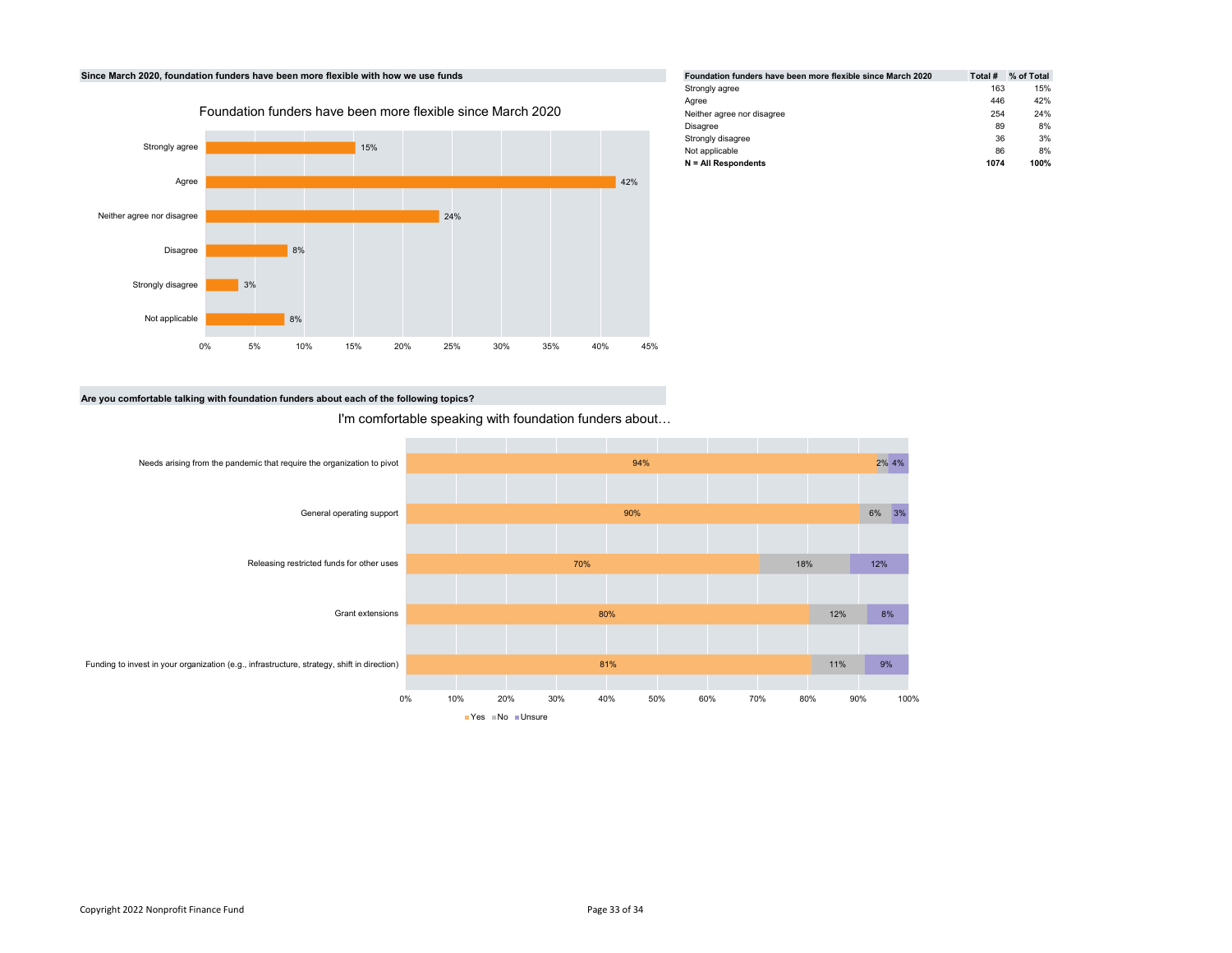**Since March 2020, foundation funders have been more flexible with how we use funds**

Foundation funders have been more flexible since March 2020

| Response | % |
|---|---|
| Strongly agree | 15% |
| Agree | 42% |
| Neither agree nor disagree | 24% |
| Disagree | 8% |
| Strongly disagree | 3% |
| Not applicable | 8% |

| Foundation funders have been more flexible since March 2020 | Total # | % of Total |
|---|---|---|
| Strongly agree | 163 | 15% |
| Agree | 446 | 42% |
| Neither agree nor disagree | 254 | 24% |
| Disagree | 89 | 8% |
| Strongly disagree | 36 | 3% |
| Not applicable | 86 | 8% |
| **N = All Respondents** | **1074** | **100%** |

**Are you comfortable talking with foundation funders about each of the following topics?**

I'm comfortable speaking with foundation funders about…

| Topic | Yes | No | Unsure |
|---|---|---|---|
| Needs arising from the pandemic that require the organization to pivot | 94% | 2% | 4% |
| General operating support | 90% | 6% | 3% |
| Releasing restricted funds for other uses | 70% | 18% | 12% |
| Grant extensions | 80% | 12% | 8% |
| Funding to invest in your organization (e.g., infrastructure, strategy, shift in direction) | 81% | 11% | 9% |

Copyright 2022 Nonprofit Finance Fund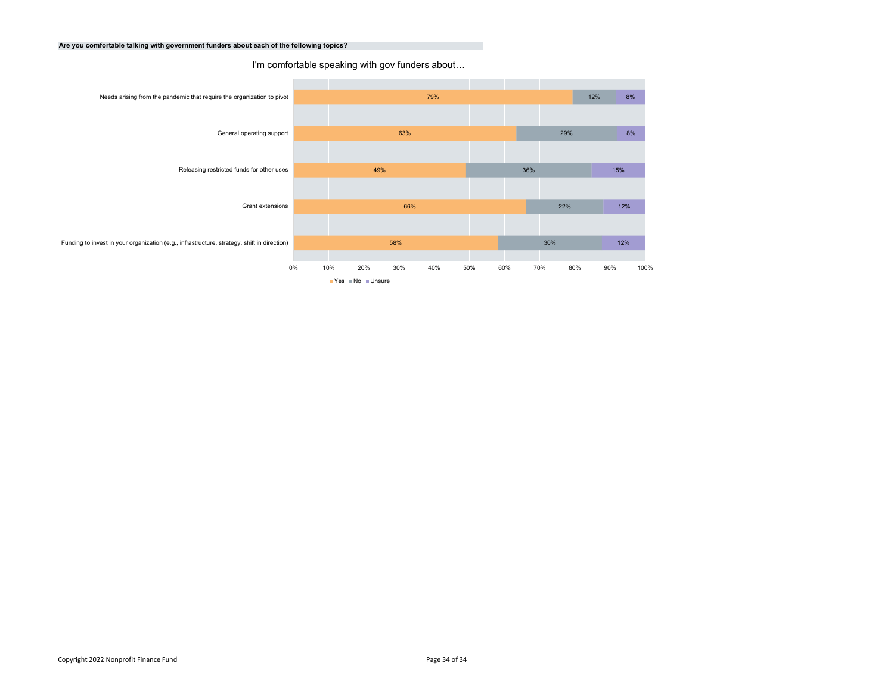**Are you comfortable talking with government funders about each of the following topics?**

I'm comfortable speaking with gov funders about…

Needs arising from the pandemic that require the organization to pivot
79%
12%
8%

General operating support
63%
29%
8%

Releasing restricted funds for other uses
49%
36%
15%

Grant extensions
66%
22%
12%

Funding to invest in your organization (e.g., infrastructure, strategy, shift in direction)
58%
30%
12%

0%
10%
20%
30%
40%
50%
60%
70%
80%
90%
100%

Yes
No
Unsure

Copyright 2022 Nonprofit Finance Fund